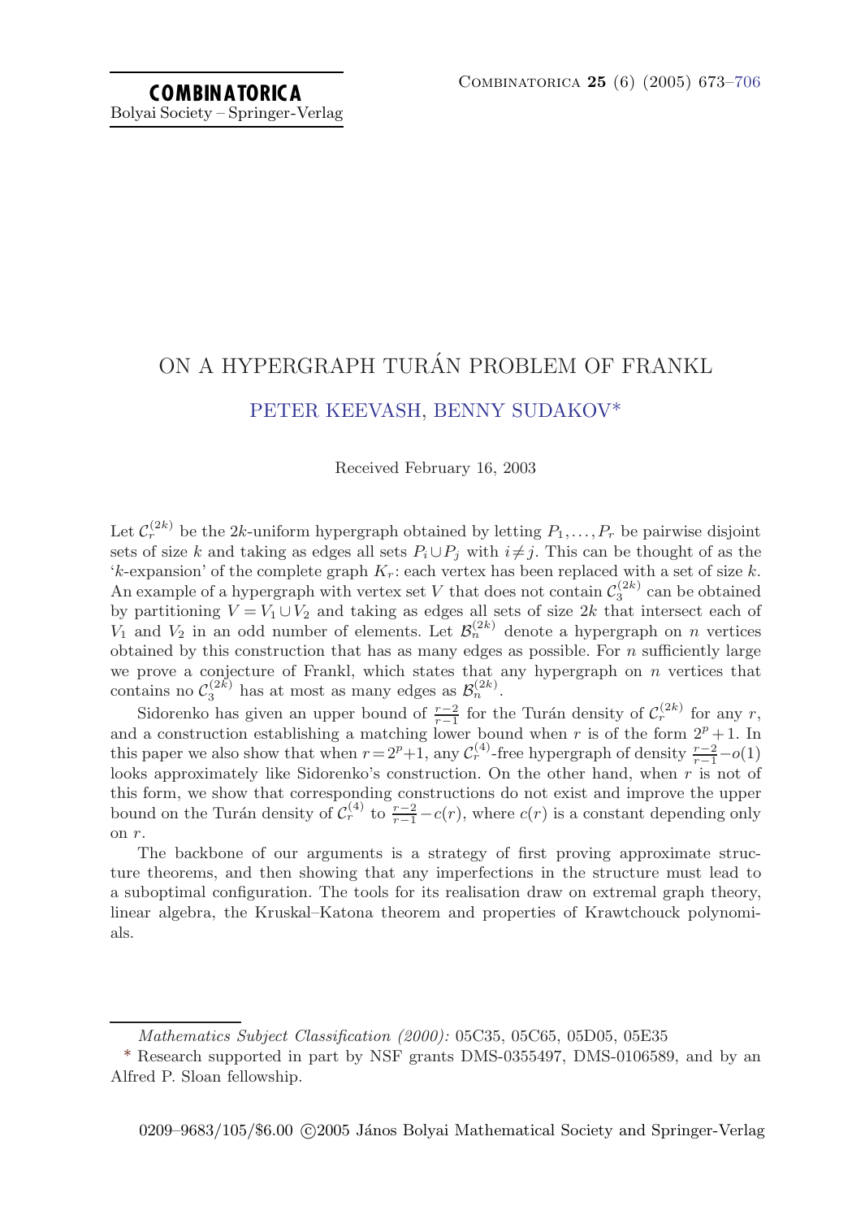# ON A HYPERGRAPH TURÁN PROBLEM OF FRANKL

PETER KEEVASH, BENNY SUDAKOV*

Received February 16, 2003

Let $\mathcal{C}_r^{(2k)}$ be the $2k$-uniform hypergraph obtained by letting $P_1,\dots,P_r$ be pairwise disjoint sets of size $k$ and taking as edges all sets $P_i \cup P_j$ with $i \neq j$. This can be thought of as the '$k$-expansion' of the complete graph $K_r$: each vertex has been replaced with a set of size $k$. An example of a hypergraph with vertex set $V$ that does not contain $\mathcal{C}_3^{(2k)}$ can be obtained by partitioning $V = V_1 \cup V_2$ and taking as edges all sets of size $2k$ that intersect each of $V_1$ and $V_2$ in an odd number of elements. Let $\mathcal{B}_n^{(2k)}$ denote a hypergraph on $n$ vertices obtained by this construction that has as many edges as possible. For $n$ sufficiently large we prove a conjecture of Frankl, which states that any hypergraph on $n$ vertices that contains no $\mathcal{C}_3^{(2k)}$ has at most as many edges as $\mathcal{B}_n^{(2k)}$.

Sidorenko has given an upper bound of $\frac{r-2}{r-1}$ for the Turán density of $\mathcal{C}_r^{(2k)}$ for any $r$, and a construction establishing a matching lower bound when $r$ is of the form $2^p+1$. In this paper we also show that when $r=2^p+1$, any $\mathcal{C}_r^{(4)}$-free hypergraph of density $\frac{r-2}{r-1}-o(1)$ looks approximately like Sidorenko's construction. On the other hand, when $r$ is not of this form, we show that corresponding constructions do not exist and improve the upper bound on the Turán density of $\mathcal{C}_r^{(4)}$ to $\frac{r-2}{r-1}-c(r)$, where $c(r)$ is a constant depending only on $r$.

The backbone of our arguments is a strategy of first proving approximate structure theorems, and then showing that any imperfections in the structure must lead to a suboptimal configuration. The tools for its realisation draw on extremal graph theory, linear algebra, the Kruskal–Katona theorem and properties of Krawtchouck polynomials.

---

*Mathematics Subject Classification (2000):* 05C35, 05C65, 05D05, 05E35

\* Research supported in part by NSF grants DMS-0355497, DMS-0106589, and by an Alfred P. Sloan fellowship.

0209–9683/105/$6.00 ©2005 János Bolyai Mathematical Society and Springer-Verlag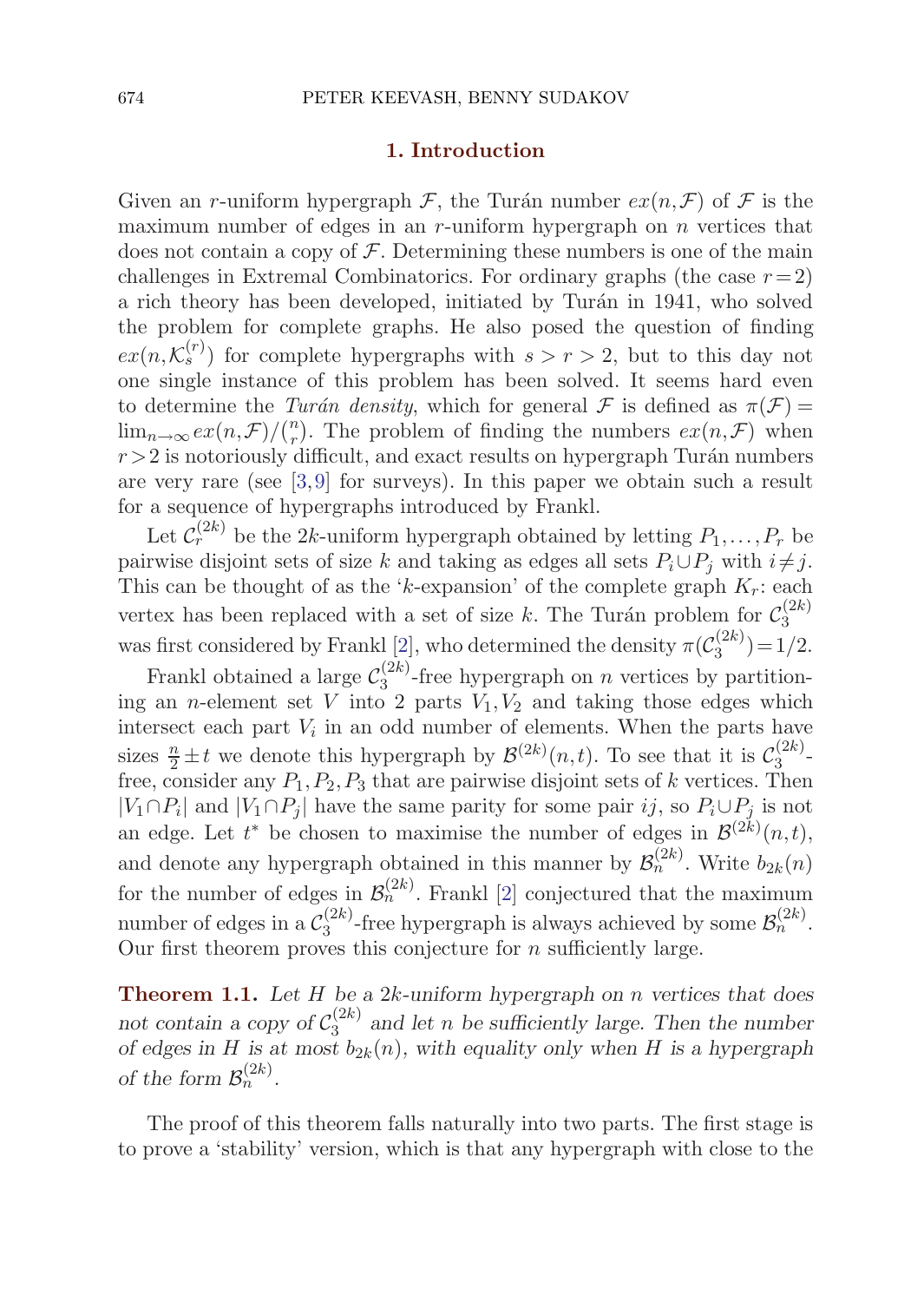## 1. Introduction

Given an $r$-uniform hypergraph $\mathcal{F}$, the Turán number $ex(n,\mathcal{F})$ of $\mathcal{F}$ is the maximum number of edges in an $r$-uniform hypergraph on $n$ vertices that does not contain a copy of $\mathcal{F}$. Determining these numbers is one of the main challenges in Extremal Combinatorics. For ordinary graphs (the case $r=2$) a rich theory has been developed, initiated by Turán in 1941, who solved the problem for complete graphs. He also posed the question of finding $ex(n,\mathcal{K}_s^{(r)})$ for complete hypergraphs with $s>r>2$, but to this day not one single instance of this problem has been solved. It seems hard even to determine the *Turán density*, which for general $\mathcal{F}$ is defined as $\pi(\mathcal{F}) = \lim_{n\to\infty} ex(n,\mathcal{F})/\binom{n}{r}$. The problem of finding the numbers $ex(n,\mathcal{F})$ when $r>2$ is notoriously difficult, and exact results on hypergraph Turán numbers are very rare (see [3,9] for surveys). In this paper we obtain such a result for a sequence of hypergraphs introduced by Frankl.

Let $\mathcal{C}_r^{(2k)}$ be the $2k$-uniform hypergraph obtained by letting $P_1,\dots,P_r$ be pairwise disjoint sets of size $k$ and taking as edges all sets $P_i \cup P_j$ with $i \neq j$. This can be thought of as the '$k$-expansion' of the complete graph $K_r$: each vertex has been replaced with a set of size $k$. The Turán problem for $\mathcal{C}_3^{(2k)}$ was first considered by Frankl [2], who determined the density $\pi(\mathcal{C}_3^{(2k)}) = 1/2$.

Frankl obtained a large $\mathcal{C}_3^{(2k)}$-free hypergraph on $n$ vertices by partitioning an $n$-element set $V$ into 2 parts $V_1, V_2$ and taking those edges which intersect each part $V_i$ in an odd number of elements. When the parts have sizes $\frac{n}{2} \pm t$ we denote this hypergraph by $\mathcal{B}^{(2k)}(n,t)$. To see that it is $\mathcal{C}_3^{(2k)}$-free, consider any $P_1,P_2,P_3$ that are pairwise disjoint sets of $k$ vertices. Then $|V_1 \cap P_i|$ and $|V_1 \cap P_j|$ have the same parity for some pair $ij$, so $P_i \cup P_j$ is not an edge. Let $t^*$ be chosen to maximise the number of edges in $\mathcal{B}^{(2k)}(n,t)$, and denote any hypergraph obtained in this manner by $\mathcal{B}_n^{(2k)}$. Write $b_{2k}(n)$ for the number of edges in $\mathcal{B}_n^{(2k)}$. Frankl [2] conjectured that the maximum number of edges in a $\mathcal{C}_3^{(2k)}$-free hypergraph is always achieved by some $\mathcal{B}_n^{(2k)}$. Our first theorem proves this conjecture for $n$ sufficiently large.

**Theorem 1.1.** *Let $H$ be a $2k$-uniform hypergraph on $n$ vertices that does not contain a copy of $\mathcal{C}_3^{(2k)}$ and let $n$ be sufficiently large. Then the number of edges in $H$ is at most $b_{2k}(n)$, with equality only when $H$ is a hypergraph of the form $\mathcal{B}_n^{(2k)}$.*

The proof of this theorem falls naturally into two parts. The first stage is to prove a 'stability' version, which is that any hypergraph with close to the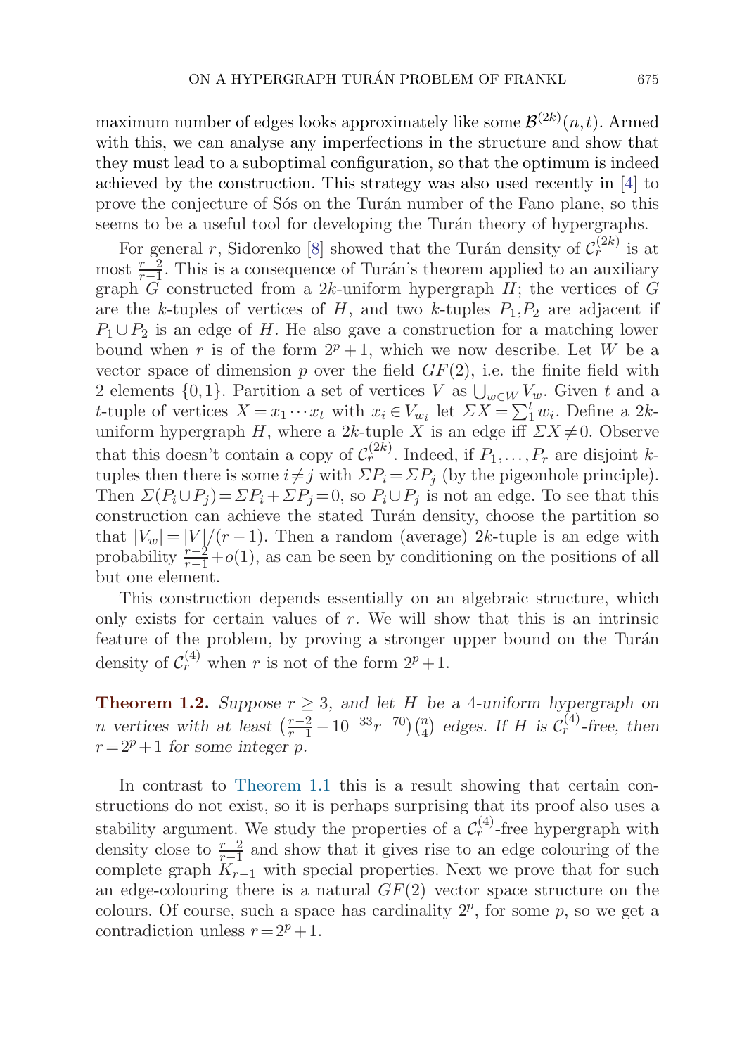maximum number of edges looks approximately like some $\mathcal{B}^{(2k)}(n,t)$. Armed with this, we can analyse any imperfections in the structure and show that they must lead to a suboptimal configuration, so that the optimum is indeed achieved by the construction. This strategy was also used recently in [4] to prove the conjecture of Sós on the Turán number of the Fano plane, so this seems to be a useful tool for developing the Turán theory of hypergraphs.

For general $r$, Sidorenko [8] showed that the Turán density of $\mathcal{C}_r^{(2k)}$ is at most $\frac{r-2}{r-1}$. This is a consequence of Turán's theorem applied to an auxiliary graph $G$ constructed from a $2k$-uniform hypergraph $H$; the vertices of $G$ are the $k$-tuples of vertices of $H$, and two $k$-tuples $P_1,P_2$ are adjacent if $P_1 \cup P_2$ is an edge of $H$. He also gave a construction for a matching lower bound when $r$ is of the form $2^p+1$, which we now describe. Let $W$ be a vector space of dimension $p$ over the field $GF(2)$, i.e. the finite field with 2 elements $\{0,1\}$. Partition a set of vertices $V$ as $\bigcup_{w\in W} V_w$. Given $t$ and a $t$-tuple of vertices $X = x_1 \cdots x_t$ with $x_i \in V_{w_i}$ let $\Sigma X = \sum_1^t w_i$. Define a $2k$-uniform hypergraph $H$, where a $2k$-tuple $X$ is an edge iff $\Sigma X \neq 0$. Observe that this doesn't contain a copy of $\mathcal{C}_r^{(2k)}$. Indeed, if $P_1,\dots,P_r$ are disjoint $k$-tuples then there is some $i \neq j$ with $\Sigma P_i = \Sigma P_j$ (by the pigeonhole principle). Then $\Sigma(P_i \cup P_j) = \Sigma P_i + \Sigma P_j = 0$, so $P_i \cup P_j$ is not an edge. To see that this construction can achieve the stated Turán density, choose the partition so that $|V_w| = |V|/(r-1)$. Then a random (average) $2k$-tuple is an edge with probability $\frac{r-2}{r-1} + o(1)$, as can be seen by conditioning on the positions of all but one element.

This construction depends essentially on an algebraic structure, which only exists for certain values of $r$. We will show that this is an intrinsic feature of the problem, by proving a stronger upper bound on the Turán density of $\mathcal{C}_r^{(4)}$ when $r$ is not of the form $2^p+1$.

**Theorem 1.2.** *Suppose $r \geq 3$, and let $H$ be a 4-uniform hypergraph on $n$ vertices with at least $\left(\frac{r-2}{r-1} - 10^{-33}r^{-70}\right)\binom{n}{4}$ edges. If $H$ is $\mathcal{C}_r^{(4)}$-free, then $r = 2^p+1$ for some integer $p$.*

In contrast to Theorem 1.1 this is a result showing that certain constructions do not exist, so it is perhaps surprising that its proof also uses a stability argument. We study the properties of a $\mathcal{C}_r^{(4)}$-free hypergraph with density close to $\frac{r-2}{r-1}$ and show that it gives rise to an edge colouring of the complete graph $K_{r-1}$ with special properties. Next we prove that for such an edge-colouring there is a natural $GF(2)$ vector space structure on the colours. Of course, such a space has cardinality $2^p$, for some $p$, so we get a contradiction unless $r = 2^p+1$.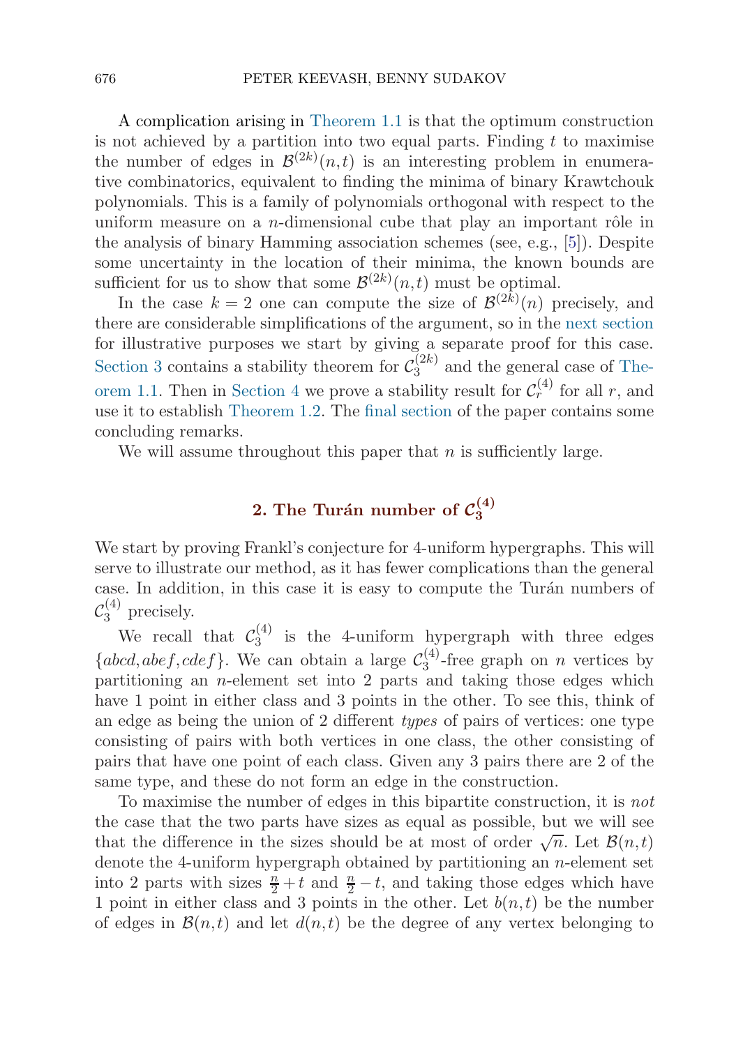A complication arising in Theorem 1.1 is that the optimum construction is not achieved by a partition into two equal parts. Finding $t$ to maximise the number of edges in $\mathcal{B}^{(2k)}(n,t)$ is an interesting problem in enumerative combinatorics, equivalent to finding the minima of binary Krawtchouk polynomials. This is a family of polynomials orthogonal with respect to the uniform measure on a $n$-dimensional cube that play an important rôle in the analysis of binary Hamming association schemes (see, e.g., [5]). Despite some uncertainty in the location of their minima, the known bounds are sufficient for us to show that some $\mathcal{B}^{(2k)}(n,t)$ must be optimal.

In the case $k=2$ one can compute the size of $\mathcal{B}^{(2k)}(n)$ precisely, and there are considerable simplifications of the argument, so in the next section for illustrative purposes we start by giving a separate proof for this case. Section 3 contains a stability theorem for $\mathcal{C}_3^{(2k)}$ and the general case of Theorem 1.1. Then in Section 4 we prove a stability result for $\mathcal{C}_r^{(4)}$ for all $r$, and use it to establish Theorem 1.2. The final section of the paper contains some concluding remarks.

We will assume throughout this paper that $n$ is sufficiently large.

## 2. The Turán number of $\mathcal{C}_3^{(4)}$

We start by proving Frankl's conjecture for 4-uniform hypergraphs. This will serve to illustrate our method, as it has fewer complications than the general case. In addition, in this case it is easy to compute the Turán numbers of $\mathcal{C}_3^{(4)}$ precisely.

We recall that $\mathcal{C}_3^{(4)}$ is the 4-uniform hypergraph with three edges $\{abcd, abef, cdef\}$. We can obtain a large $\mathcal{C}_3^{(4)}$-free graph on $n$ vertices by partitioning an $n$-element set into 2 parts and taking those edges which have 1 point in either class and 3 points in the other. To see this, think of an edge as being the union of 2 different *types* of pairs of vertices: one type consisting of pairs with both vertices in one class, the other consisting of pairs that have one point of each class. Given any 3 pairs there are 2 of the same type, and these do not form an edge in the construction.

To maximise the number of edges in this bipartite construction, it is *not* the case that the two parts have sizes as equal as possible, but we will see that the difference in the sizes should be at most of order $\sqrt{n}$. Let $\mathcal{B}(n,t)$ denote the 4-uniform hypergraph obtained by partitioning an $n$-element set into 2 parts with sizes $\frac{n}{2}+t$ and $\frac{n}{2}-t$, and taking those edges which have 1 point in either class and 3 points in the other. Let $b(n,t)$ be the number of edges in $\mathcal{B}(n,t)$ and let $d(n,t)$ be the degree of any vertex belonging to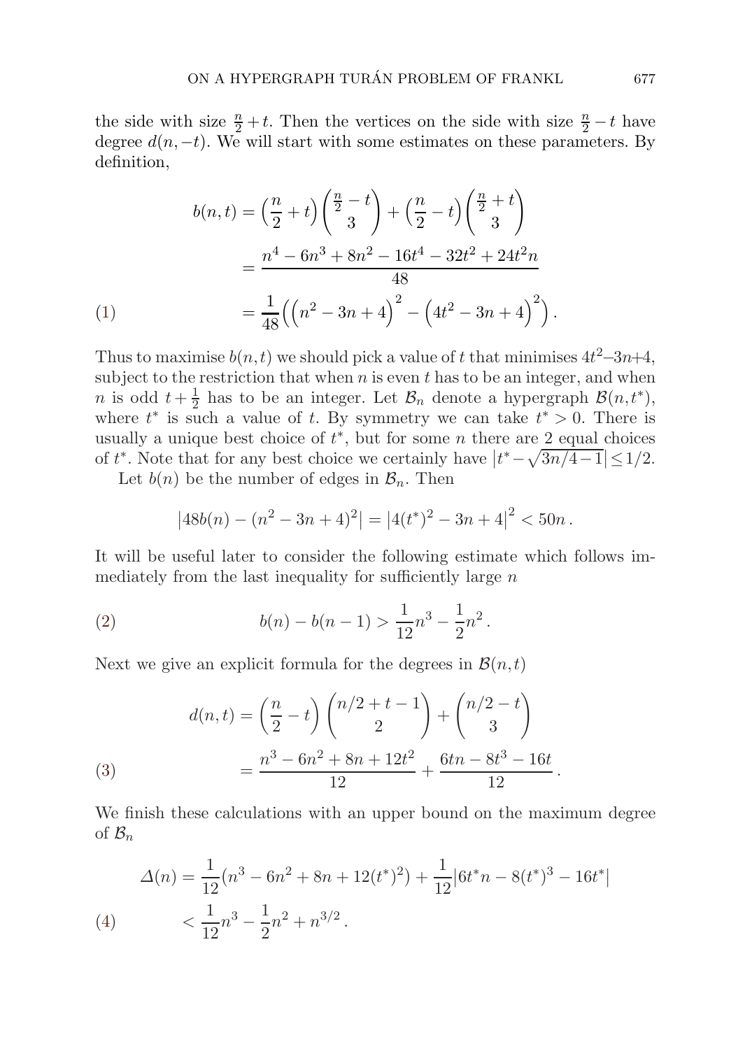the side with size $\frac{n}{2}+t$. Then the vertices on the side with size $\frac{n}{2}-t$ have degree $d(n,-t)$. We will start with some estimates on these parameters. By definition,

$$
\begin{aligned}
b(n,t) &= \left(\frac{n}{2}+t\right)\binom{\frac{n}{2}-t}{3} + \left(\frac{n}{2}-t\right)\binom{\frac{n}{2}+t}{3} \\
&= \frac{n^4-6n^3+8n^2-16t^4-32t^2+24t^2n}{48} \\
&= \frac{1}{48}\Big(\Big(n^2-3n+4\Big)^2 - \Big(4t^2-3n+4\Big)^2\Big). \qquad (1)
\end{aligned}
$$

Thus to maximise $b(n,t)$ we should pick a value of $t$ that minimises $4t^2–3n+4$, subject to the restriction that when $n$ is even $t$ has to be an integer, and when $n$ is odd $t+\frac{1}{2}$ has to be an integer. Let $\mathcal{B}_n$ denote a hypergraph $\mathcal{B}(n,t^*)$, where $t^*$ is such a value of $t$. By symmetry we can take $t^*>0$. There is usually a unique best choice of $t^*$, but for some $n$ there are 2 equal choices of $t^*$. Note that for any best choice we certainly have $\left|t^*-\sqrt{3n/4-1}\right|\le 1/2$.

Let $b(n)$ be the number of edges in $\mathcal{B}_n$. Then

$$
\left|48b(n)-(n^2-3n+4)^2\right| = \left|4(t^*)^2-3n+4\right|^2 < 50n\,.
$$

It will be useful later to consider the following estimate which follows immediately from the last inequality for sufficiently large $n$

$$
b(n)-b(n-1) > \frac{1}{12}n^3 - \frac{1}{2}n^2\,. \qquad (2)
$$

Next we give an explicit formula for the degrees in $\mathcal{B}(n,t)$

$$
\begin{aligned}
d(n,t) &= \left(\frac{n}{2}-t\right)\binom{n/2+t-1}{2} + \binom{n/2-t}{3} \\
&= \frac{n^3-6n^2+8n+12t^2}{12} + \frac{6tn-8t^3-16t}{12}\,. \qquad (3)
\end{aligned}
$$

We finish these calculations with an upper bound on the maximum degree of $\mathcal{B}_n$

$$
\begin{aligned}
\Delta(n) &= \frac{1}{12}\left(n^3-6n^2+8n+12(t^*)^2\right) + \frac{1}{12}\left|6t^*n-8(t^*)^3-16t^*\right| \\
&< \frac{1}{12}n^3 - \frac{1}{2}n^2 + n^{3/2}\,. \qquad (4)
\end{aligned}
$$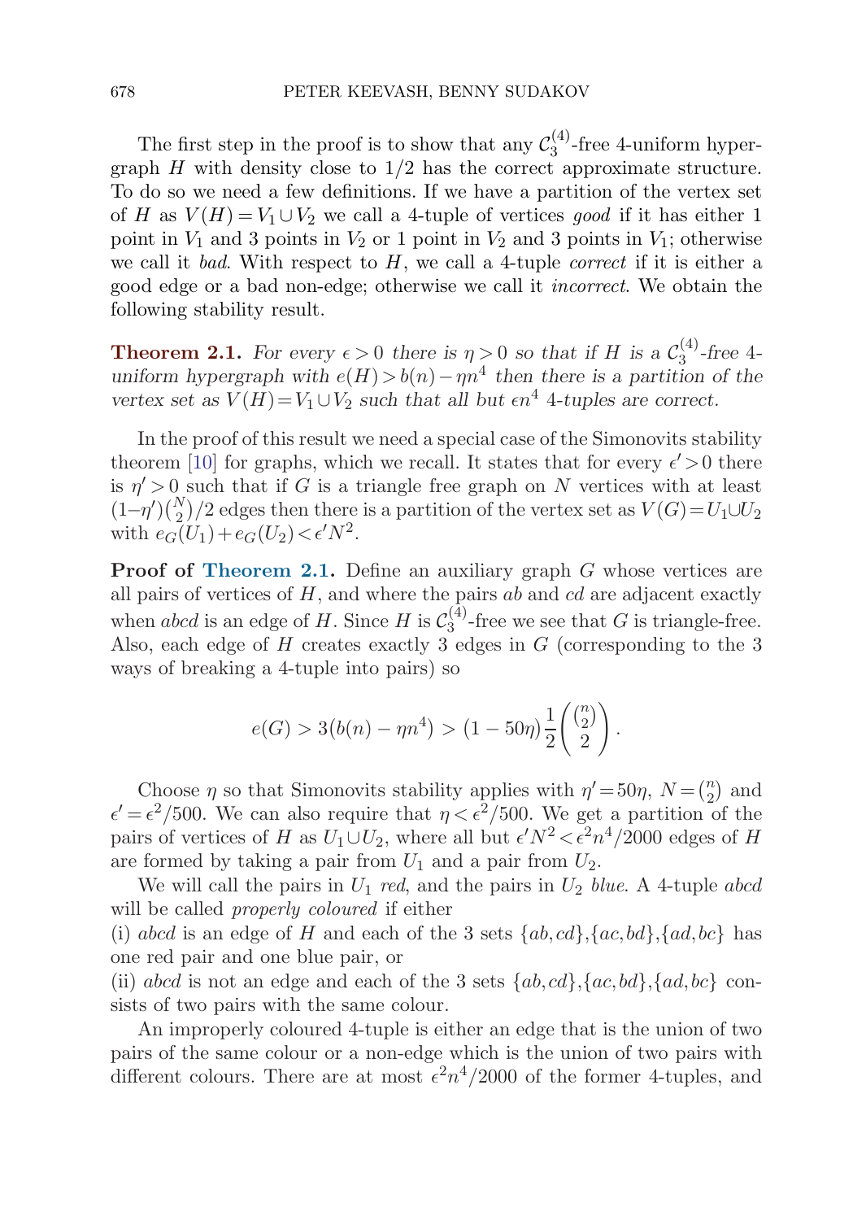The first step in the proof is to show that any $\mathcal{C}_3^{(4)}$-free 4-uniform hypergraph $H$ with density close to $1/2$ has the correct approximate structure. To do so we need a few definitions. If we have a partition of the vertex set of $H$ as $V(H) = V_1 \cup V_2$ we call a 4-tuple of vertices *good* if it has either 1 point in $V_1$ and 3 points in $V_2$ or 1 point in $V_2$ and 3 points in $V_1$; otherwise we call it *bad*. With respect to $H$, we call a 4-tuple *correct* if it is either a good edge or a bad non-edge; otherwise we call it *incorrect*. We obtain the following stability result.

**Theorem 2.1.** *For every $\epsilon > 0$ there is $\eta > 0$ so that if $H$ is a $\mathcal{C}_3^{(4)}$-free 4-uniform hypergraph with $e(H) > b(n) - \eta n^4$ then there is a partition of the vertex set as $V(H) = V_1 \cup V_2$ such that all but $\epsilon n^4$ 4-tuples are correct.*

In the proof of this result we need a special case of the Simonovits stability theorem [10] for graphs, which we recall. It states that for every $\epsilon' > 0$ there is $\eta' > 0$ such that if $G$ is a triangle free graph on $N$ vertices with at least $(1-\eta')\binom{N}{2}/2$ edges then there is a partition of the vertex set as $V(G) = U_1 \cup U_2$ with $e_G(U_1) + e_G(U_2) < \epsilon' N^2$.

**Proof of Theorem 2.1.** Define an auxiliary graph $G$ whose vertices are all pairs of vertices of $H$, and where the pairs $ab$ and $cd$ are adjacent exactly when $abcd$ is an edge of $H$. Since $H$ is $\mathcal{C}_3^{(4)}$-free we see that $G$ is triangle-free. Also, each edge of $H$ creates exactly 3 edges in $G$ (corresponding to the 3 ways of breaking a 4-tuple into pairs) so

$$e(G) > 3\big(b(n) - \eta n^4\big) > (1 - 50\eta)\frac{1}{2}\binom{\binom{n}{2}}{2}.$$

Choose $\eta$ so that Simonovits stability applies with $\eta' = 50\eta$, $N = \binom{n}{2}$ and $\epsilon' = \epsilon^2/500$. We can also require that $\eta < \epsilon^2/500$. We get a partition of the pairs of vertices of $H$ as $U_1 \cup U_2$, where all but $\epsilon' N^2 < \epsilon^2 n^4/2000$ edges of $H$ are formed by taking a pair from $U_1$ and a pair from $U_2$.

We will call the pairs in $U_1$ *red*, and the pairs in $U_2$ *blue*. A 4-tuple $abcd$ will be called *properly coloured* if either

(i) $abcd$ is an edge of $H$ and each of the 3 sets $\{ab, cd\}, \{ac, bd\}, \{ad, bc\}$ has one red pair and one blue pair, or

(ii) $abcd$ is not an edge and each of the 3 sets $\{ab, cd\}, \{ac, bd\}, \{ad, bc\}$ consists of two pairs with the same colour.

An improperly coloured 4-tuple is either an edge that is the union of two pairs of the same colour or a non-edge which is the union of two pairs with different colours. There are at most $\epsilon^2 n^4/2000$ of the former 4-tuples, and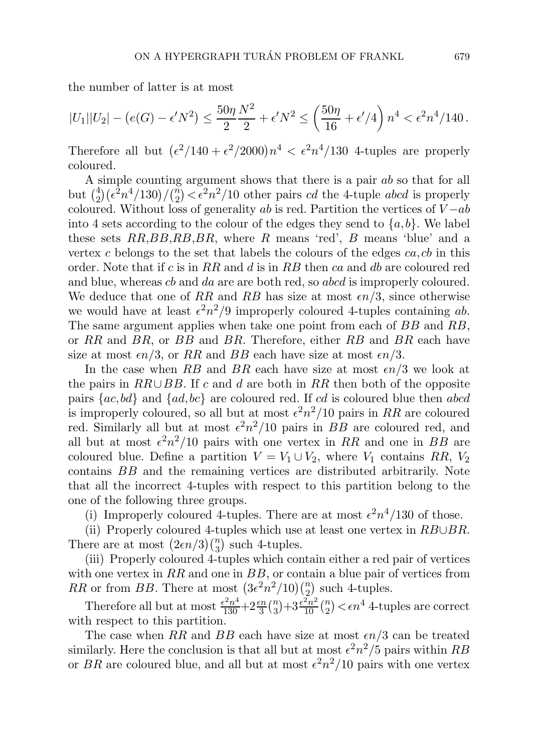the number of latter is at most

$$|U_1||U_2| - (e(G) - \epsilon' N^2) \leq \frac{50\eta}{2}\frac{N^2}{2} + \epsilon' N^2 \leq \left(\frac{50\eta}{16} + \epsilon'/4\right) n^4 < \epsilon^2 n^4/140\,.$$

Therefore all but $(\epsilon^2/140 + \epsilon^2/2000)n^4 < \epsilon^2 n^4/130$ 4-tuples are properly coloured.

A simple counting argument shows that there is a pair $ab$ so that for all but $\binom{4}{2}(\epsilon^2 n^4/130)/\binom{n}{2} < \epsilon^2 n^2/10$ other pairs $cd$ the 4-tuple $abcd$ is properly coloured. Without loss of generality $ab$ is red. Partition the vertices of $V - ab$ into 4 sets according to the colour of the edges they send to $\{a,b\}$. We label these sets $RR$,$BB$,$RB$,$BR$, where $R$ means 'red', $B$ means 'blue' and a vertex $c$ belongs to the set that labels the colours of the edges $ca$,$cb$ in this order. Note that if $c$ is in $RR$ and $d$ is in $RB$ then $ca$ and $db$ are coloured red and blue, whereas $cb$ and $da$ are are both red, so $abcd$ is improperly coloured. We deduce that one of $RR$ and $RB$ has size at most $\epsilon n/3$, since otherwise we would have at least $\epsilon^2 n^2/9$ improperly coloured 4-tuples containing $ab$. The same argument applies when take one point from each of $BB$ and $RB$, or $RR$ and $BR$, or $BB$ and $BR$. Therefore, either $RB$ and $BR$ each have size at most $\epsilon n/3$, or $RR$ and $BB$ each have size at most $\epsilon n/3$.

In the case when $RB$ and $BR$ each have size at most $\epsilon n/3$ we look at the pairs in $RR \cup BB$. If $c$ and $d$ are both in $RR$ then both of the opposite pairs $\{ac,bd\}$ and $\{ad,bc\}$ are coloured red. If $cd$ is coloured blue then $abcd$ is improperly coloured, so all but at most $\epsilon^2 n^2/10$ pairs in $RR$ are coloured red. Similarly all but at most $\epsilon^2 n^2/10$ pairs in $BB$ are coloured red, and all but at most $\epsilon^2 n^2/10$ pairs with one vertex in $RR$ and one in $BB$ are coloured blue. Define a partition $V = V_1 \cup V_2$, where $V_1$ contains $RR$, $V_2$ contains $BB$ and the remaining vertices are distributed arbitrarily. Note that all the incorrect 4-tuples with respect to this partition belong to the one of the following three groups.

(i) Improperly coloured 4-tuples. There are at most $\epsilon^2 n^4/130$ of those.

(ii) Properly coloured 4-tuples which use at least one vertex in $RB \cup BR$. There are at most $(2\epsilon n/3)\binom{n}{3}$ such 4-tuples.

(iii) Properly coloured 4-tuples which contain either a red pair of vertices with one vertex in $RR$ and one in $BB$, or contain a blue pair of vertices from $RR$ or from $BB$. There at most $(3\epsilon^2 n^2/10)\binom{n}{2}$ such 4-tuples.

Therefore all but at most $\frac{\epsilon^2 n^4}{130} + 2\frac{\epsilon n}{3}\binom{n}{3} + 3\frac{\epsilon^2 n^2}{10}\binom{n}{2} < \epsilon n^4$ 4-tuples are correct with respect to this partition.

The case when $RR$ and $BB$ each have size at most $\epsilon n/3$ can be treated similarly. Here the conclusion is that all but at most $\epsilon^2 n^2/5$ pairs within $RB$ or $BR$ are coloured blue, and all but at most $\epsilon^2 n^2/10$ pairs with one vertex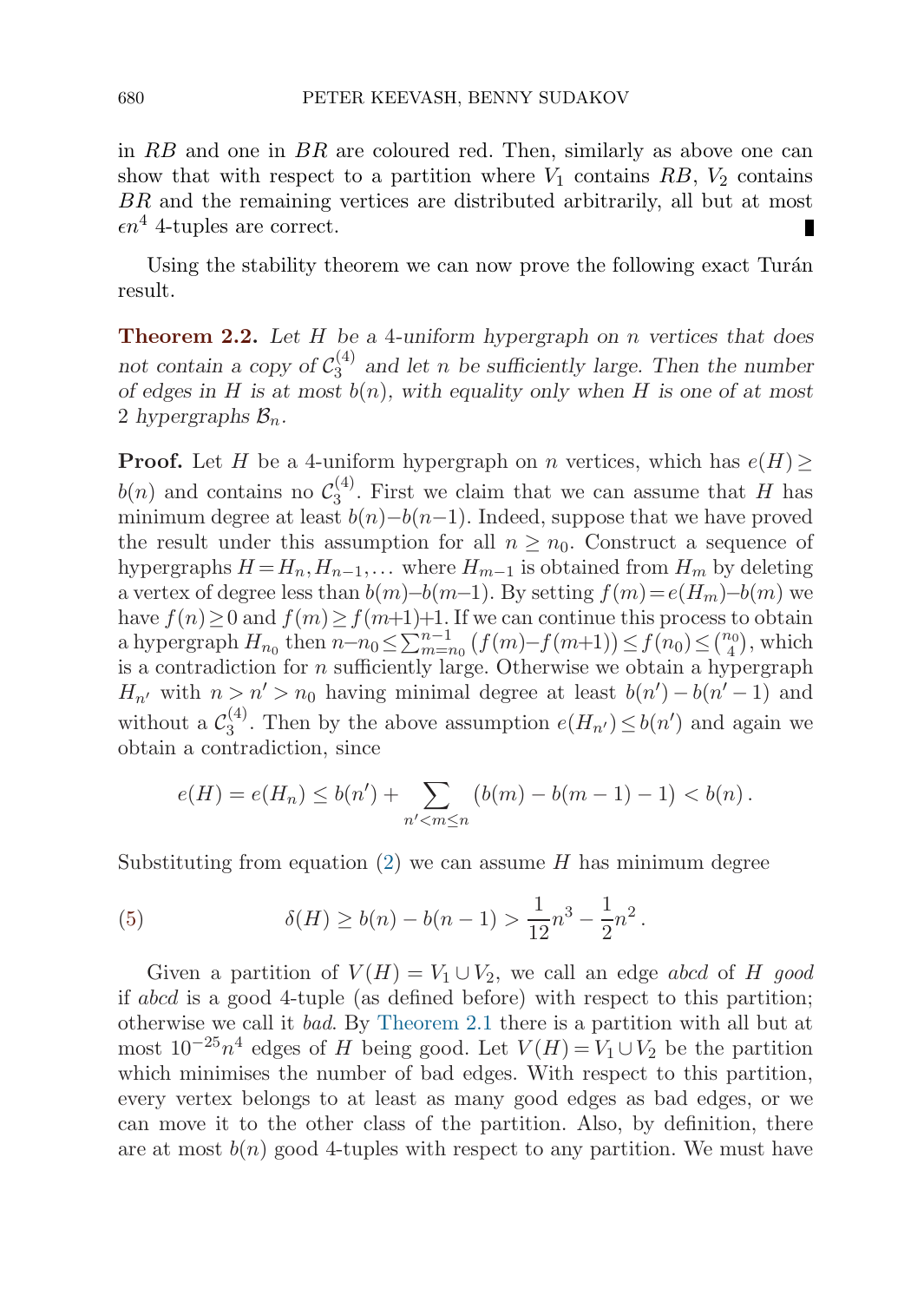in $RB$ and one in $BR$ are coloured red. Then, similarly as above one can show that with respect to a partition where $V_1$ contains $RB$, $V_2$ contains $BR$ and the remaining vertices are distributed arbitrarily, all but at most $\epsilon n^4$ 4-tuples are correct. ∎

Using the stability theorem we can now prove the following exact Turán result.

**Theorem 2.2.** *Let $H$ be a 4-uniform hypergraph on $n$ vertices that does not contain a copy of $\mathcal{C}_3^{(4)}$ and let $n$ be sufficiently large. Then the number of edges in $H$ is at most $b(n)$, with equality only when $H$ is one of at most 2 hypergraphs $\mathcal{B}_n$.*

**Proof.** Let $H$ be a 4-uniform hypergraph on $n$ vertices, which has $e(H) \geq b(n)$ and contains no $\mathcal{C}_3^{(4)}$. First we claim that we can assume that $H$ has minimum degree at least $b(n)-b(n-1)$. Indeed, suppose that we have proved the result under this assumption for all $n \geq n_0$. Construct a sequence of hypergraphs $H = H_n, H_{n-1}, \ldots$ where $H_{m-1}$ is obtained from $H_m$ by deleting a vertex of degree less than $b(m)-b(m-1)$. By setting $f(m) = e(H_m)-b(m)$ we have $f(n) \geq 0$ and $f(m) \geq f(m+1)+1$. If we can continue this process to obtain a hypergraph $H_{n_0}$ then $n-n_0 \leq \sum_{m=n_0}^{n-1} \big(f(m)-f(m+1)\big) \leq f(n_0) \leq \binom{n_0}{4}$, which is a contradiction for $n$ sufficiently large. Otherwise we obtain a hypergraph $H_{n'}$ with $n > n' > n_0$ having minimal degree at least $b(n')-b(n'-1)$ and without a $\mathcal{C}_3^{(4)}$. Then by the above assumption $e(H_{n'}) \leq b(n')$ and again we obtain a contradiction, since

$$e(H) = e(H_n) \leq b(n') + \sum_{n' < m \leq n} \big(b(m) - b(m-1) - 1\big) < b(n)\,.$$

Substituting from equation (2) we can assume $H$ has minimum degree

$$\delta(H) \geq b(n) - b(n-1) > \frac{1}{12}n^3 - \frac{1}{2}n^2\,. \tag{5}$$

Given a partition of $V(H) = V_1 \cup V_2$, we call an edge $abcd$ of $H$ *good* if $abcd$ is a good 4-tuple (as defined before) with respect to this partition; otherwise we call it *bad*. By Theorem 2.1 there is a partition with all but at most $10^{-25}n^4$ edges of $H$ being good. Let $V(H) = V_1 \cup V_2$ be the partition which minimises the number of bad edges. With respect to this partition, every vertex belongs to at least as many good edges as bad edges, or we can move it to the other class of the partition. Also, by definition, there are at most $b(n)$ good 4-tuples with respect to any partition. We must have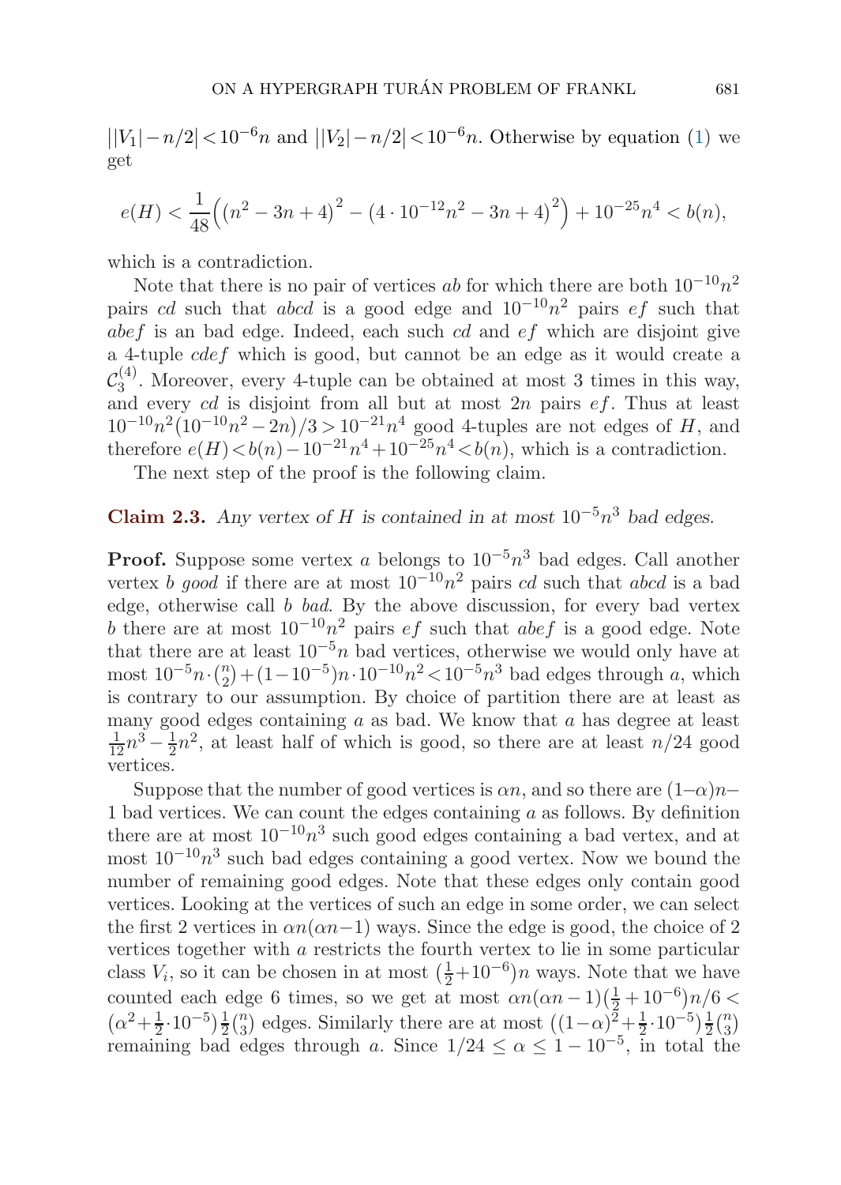$||V_1|-n/2|<10^{-6}n$ and $||V_2|-n/2|<10^{-6}n$. Otherwise by equation (1) we get

$$e(H) < \frac{1}{48}\Big(\big(n^2-3n+4\big)^2 - \big(4\cdot 10^{-12}n^2-3n+4\big)^2\Big) + 10^{-25}n^4 < b(n),$$

which is a contradiction.

Note that there is no pair of vertices $ab$ for which there are both $10^{-10}n^2$ pairs $cd$ such that $abcd$ is a good edge and $10^{-10}n^2$ pairs $ef$ such that $abef$ is an bad edge. Indeed, each such $cd$ and $ef$ which are disjoint give a 4-tuple $cdef$ which is good, but cannot be an edge as it would create a $\mathcal{C}_3^{(4)}$. Moreover, every 4-tuple can be obtained at most 3 times in this way, and every $cd$ is disjoint from all but at most $2n$ pairs $ef$. Thus at least $10^{-10}n^2(10^{-10}n^2-2n)/3>10^{-21}n^4$ good 4-tuples are not edges of $H$, and therefore $e(H)<b(n)-10^{-21}n^4+10^{-25}n^4<b(n)$, which is a contradiction.

The next step of the proof is the following claim.

**Claim 2.3.** *Any vertex of $H$ is contained in at most $10^{-5}n^3$ bad edges.*

**Proof.** Suppose some vertex $a$ belongs to $10^{-5}n^3$ bad edges. Call another vertex $b$ *good* if there are at most $10^{-10}n^2$ pairs $cd$ such that $abcd$ is a bad edge, otherwise call $b$ *bad*. By the above discussion, for every bad vertex $b$ there are at most $10^{-10}n^2$ pairs $ef$ such that $abef$ is a good edge. Note that there are at least $10^{-5}n$ bad vertices, otherwise we would only have at most $10^{-5}n\cdot\binom{n}{2}+(1-10^{-5})n\cdot 10^{-10}n^2<10^{-5}n^3$ bad edges through $a$, which is contrary to our assumption. By choice of partition there are at least as many good edges containing $a$ as bad. We know that $a$ has degree at least $\frac{1}{12}n^3-\frac{1}{2}n^2$, at least half of which is good, so there are at least $n/24$ good vertices.

Suppose that the number of good vertices is $\alpha n$, and so there are $(1-\alpha)n-1$ bad vertices. We can count the edges containing $a$ as follows. By definition there are at most $10^{-10}n^3$ such good edges containing a bad vertex, and at most $10^{-10}n^3$ such bad edges containing a good vertex. Now we bound the number of remaining good edges. Note that these edges only contain good vertices. Looking at the vertices of such an edge in some order, we can select the first 2 vertices in $\alpha n(\alpha n-1)$ ways. Since the edge is good, the choice of 2 vertices together with $a$ restricts the fourth vertex to lie in some particular class $V_i$, so it can be chosen in at most $(\frac{1}{2}+10^{-6})n$ ways. Note that we have counted each edge 6 times, so we get at most $\alpha n(\alpha n-1)(\frac{1}{2}+10^{-6})n/6 < (\alpha^2+\frac{1}{2}\cdot 10^{-5})\frac{1}{2}\binom{n}{3}$ edges. Similarly there are at most $((1-\alpha)^2+\frac{1}{2}\cdot 10^{-5})\frac{1}{2}\binom{n}{3}$ remaining bad edges through $a$. Since $1/24\le\alpha\le 1-10^{-5}$, in total the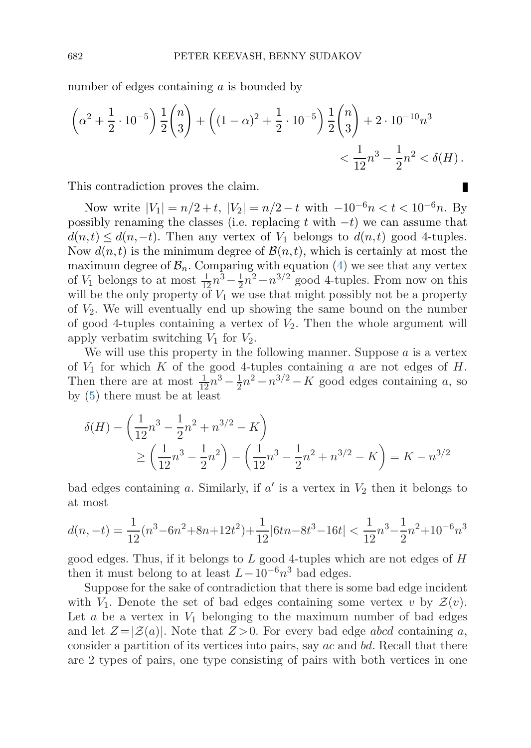number of edges containing $a$ is bounded by

$$\left(\alpha^2 + \frac{1}{2}\cdot 10^{-5}\right)\frac{1}{2}\binom{n}{3} + \left((1-\alpha)^2 + \frac{1}{2}\cdot 10^{-5}\right)\frac{1}{2}\binom{n}{3} + 2\cdot 10^{-10}n^3$$
$$< \frac{1}{12}n^3 - \frac{1}{2}n^2 < \delta(H)\,.$$

This contradiction proves the claim. ∎

Now write $|V_1| = n/2+t$, $|V_2| = n/2-t$ with $-10^{-6}n < t < 10^{-6}n$. By possibly renaming the classes (i.e. replacing $t$ with $-t$) we can assume that $d(n,t) \le d(n,-t)$. Then any vertex of $V_1$ belongs to $d(n,t)$ good 4-tuples. Now $d(n,t)$ is the minimum degree of $\mathcal{B}(n,t)$, which is certainly at most the maximum degree of $\mathcal{B}_n$. Comparing with equation (4) we see that any vertex of $V_1$ belongs to at most $\frac{1}{12}n^3 - \frac{1}{2}n^2 + n^{3/2}$ good 4-tuples. From now on this will be the only property of $V_1$ we use that might possibly not be a property of $V_2$. We will eventually end up showing the same bound on the number of good 4-tuples containing a vertex of $V_2$. Then the whole argument will apply verbatim switching $V_1$ for $V_2$.

We will use this property in the following manner. Suppose $a$ is a vertex of $V_1$ for which $K$ of the good 4-tuples containing $a$ are not edges of $H$. Then there are at most $\frac{1}{12}n^3 - \frac{1}{2}n^2 + n^{3/2} - K$ good edges containing $a$, so by (5) there must be at least

$$\delta(H) - \left(\frac{1}{12}n^3 - \frac{1}{2}n^2 + n^{3/2} - K\right)$$
$$\ge \left(\frac{1}{12}n^3 - \frac{1}{2}n^2\right) - \left(\frac{1}{12}n^3 - \frac{1}{2}n^2 + n^{3/2} - K\right) = K - n^{3/2}$$

bad edges containing $a$. Similarly, if $a'$ is a vertex in $V_2$ then it belongs to at most

$$d(n,-t) = \frac{1}{12}(n^3 - 6n^2 + 8n + 12t^2) + \frac{1}{12}|6tn - 8t^3 - 16t| < \frac{1}{12}n^3 - \frac{1}{2}n^2 + 10^{-6}n^3$$

good edges. Thus, if it belongs to $L$ good 4-tuples which are not edges of $H$ then it must belong to at least $L - 10^{-6}n^3$ bad edges.

Suppose for the sake of contradiction that there is some bad edge incident with $V_1$. Denote the set of bad edges containing some vertex $v$ by $\mathcal{Z}(v)$. Let $a$ be a vertex in $V_1$ belonging to the maximum number of bad edges and let $Z = |\mathcal{Z}(a)|$. Note that $Z > 0$. For every bad edge $abcd$ containing $a$, consider a partition of its vertices into pairs, say $ac$ and $bd$. Recall that there are 2 types of pairs, one type consisting of pairs with both vertices in one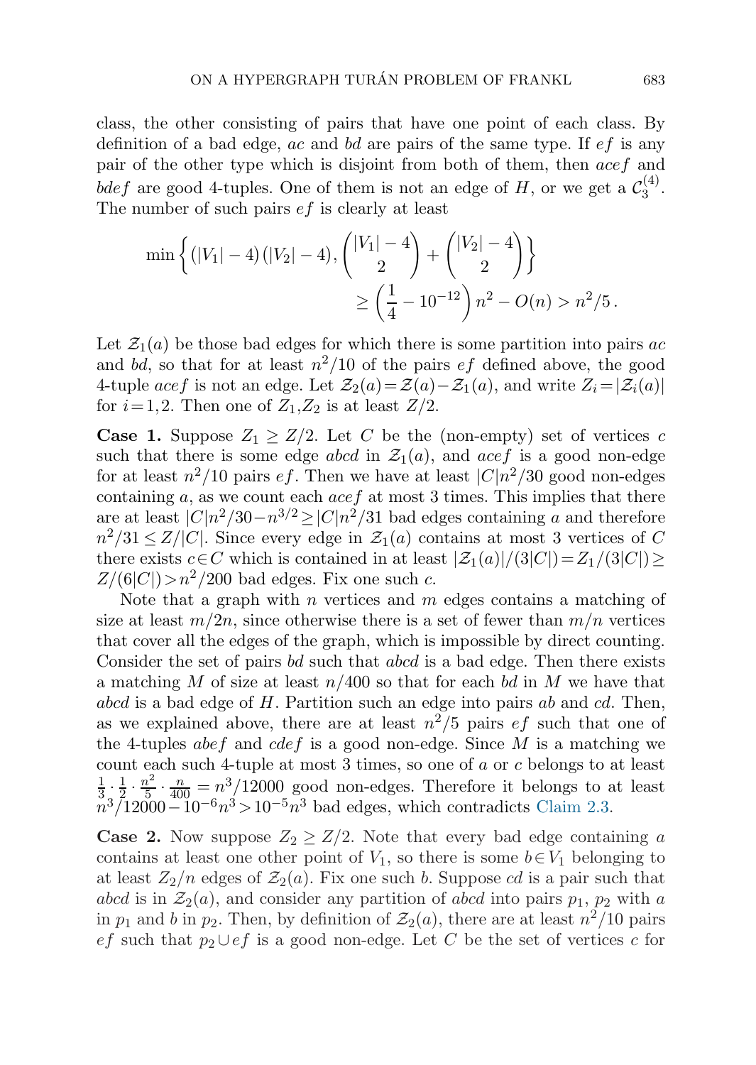class, the other consisting of pairs that have one point of each class. By definition of a bad edge, $ac$ and $bd$ are pairs of the same type. If $ef$ is any pair of the other type which is disjoint from both of them, then $acef$ and $bdef$ are good 4-tuples. One of them is not an edge of $H$, or we get a $\mathcal{C}_3^{(4)}$. The number of such pairs $ef$ is clearly at least

$$\min\left\{(|V_1|-4)(|V_2|-4), \binom{|V_1|-4}{2}+\binom{|V_2|-4}{2}\right\} \geq \left(\frac{1}{4}-10^{-12}\right)n^2 - O(n) > n^2/5\,.$$

Let $\mathcal{Z}_1(a)$ be those bad edges for which there is some partition into pairs $ac$ and $bd$, so that for at least $n^2/10$ of the pairs $ef$ defined above, the good 4-tuple $acef$ is not an edge. Let $\mathcal{Z}_2(a)=\mathcal{Z}(a)-\mathcal{Z}_1(a)$, and write $Z_i=|\mathcal{Z}_i(a)|$ for $i=1,2$. Then one of $Z_1,Z_2$ is at least $Z/2$.

**Case 1.** Suppose $Z_1 \geq Z/2$. Let $C$ be the (non-empty) set of vertices $c$ such that there is some edge $abcd$ in $\mathcal{Z}_1(a)$, and $acef$ is a good non-edge for at least $n^2/10$ pairs $ef$. Then we have at least $|C|n^2/30$ good non-edges containing $a$, as we count each $acef$ at most 3 times. This implies that there are at least $|C|n^2/30-n^{3/2} \geq |C|n^2/31$ bad edges containing $a$ and therefore $n^2/31 \leq Z/|C|$. Since every edge in $\mathcal{Z}_1(a)$ contains at most 3 vertices of $C$ there exists $c\in C$ which is contained in at least $|\mathcal{Z}_1(a)|/(3|C|)=Z_1/(3|C|) \geq Z/(6|C|)>n^2/200$ bad edges. Fix one such $c$.

Note that a graph with $n$ vertices and $m$ edges contains a matching of size at least $m/2n$, since otherwise there is a set of fewer than $m/n$ vertices that cover all the edges of the graph, which is impossible by direct counting. Consider the set of pairs $bd$ such that $abcd$ is a bad edge. Then there exists a matching $M$ of size at least $n/400$ so that for each $bd$ in $M$ we have that $abcd$ is a bad edge of $H$. Partition such an edge into pairs $ab$ and $cd$. Then, as we explained above, there are at least $n^2/5$ pairs $ef$ such that one of the 4-tuples $abef$ and $cdef$ is a good non-edge. Since $M$ is a matching we count each such 4-tuple at most 3 times, so one of $a$ or $c$ belongs to at least $\frac{1}{3}\cdot\frac{1}{2}\cdot\frac{n^2}{5}\cdot\frac{n}{400}=n^3/12000$ good non-edges. Therefore it belongs to at least $n^3/12000-10^{-6}n^3>10^{-5}n^3$ bad edges, which contradicts Claim 2.3.

**Case 2.** Now suppose $Z_2 \geq Z/2$. Note that every bad edge containing $a$ contains at least one other point of $V_1$, so there is some $b\in V_1$ belonging to at least $Z_2/n$ edges of $\mathcal{Z}_2(a)$. Fix one such $b$. Suppose $cd$ is a pair such that $abcd$ is in $\mathcal{Z}_2(a)$, and consider any partition of $abcd$ into pairs $p_1$, $p_2$ with $a$ in $p_1$ and $b$ in $p_2$. Then, by definition of $\mathcal{Z}_2(a)$, there are at least $n^2/10$ pairs $ef$ such that $p_2\cup ef$ is a good non-edge. Let $C$ be the set of vertices $c$ for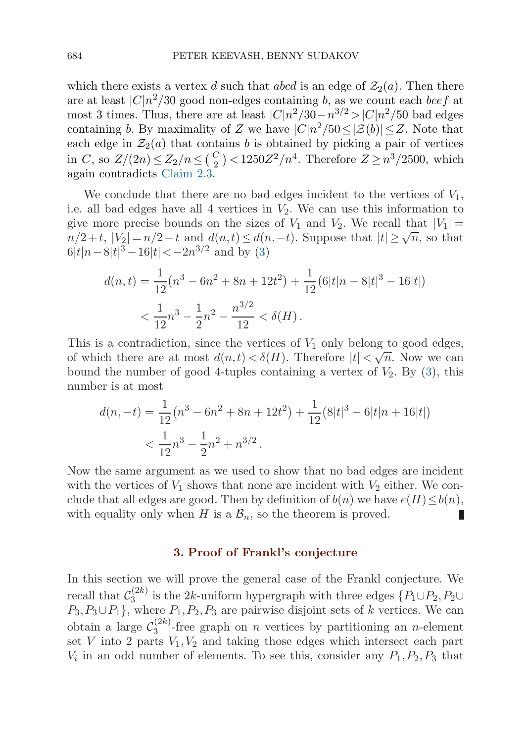which there exists a vertex $d$ such that $abcd$ is an edge of $\mathcal{Z}_2(a)$. Then there are at least $|C|n^2/30$ good non-edges containing $b$, as we count each $bcef$ at most 3 times. Thus, there are at least $|C|n^2/30 - n^{3/2} > |C|n^2/50$ bad edges containing $b$. By maximality of $Z$ we have $|C|n^2/50 \le |\mathcal{Z}(b)| \le Z$. Note that each edge in $\mathcal{Z}_2(a)$ that contains $b$ is obtained by picking a pair of vertices in $C$, so $Z/(2n) \le Z_2/n \le \binom{|C|}{2} < 1250Z^2/n^4$. Therefore $Z \ge n^3/2500$, which again contradicts Claim 2.3.

We conclude that there are no bad edges incident to the vertices of $V_1$, i.e. all bad edges have all 4 vertices in $V_2$. We can use this information to give more precise bounds on the sizes of $V_1$ and $V_2$. We recall that $|V_1| = n/2 + t$, $|V_2| = n/2 - t$ and $d(n,t) \le d(n,-t)$. Suppose that $|t| \ge \sqrt{n}$, so that $6|t|n - 8|t|^3 - 16|t| < -2n^{3/2}$ and by (3)

$$
\begin{aligned}
d(n,t) &= \frac{1}{12}(n^3 - 6n^2 + 8n + 12t^2) + \frac{1}{12}(6|t|n - 8|t|^3 - 16|t|) \\
&< \frac{1}{12}n^3 - \frac{1}{2}n^2 - \frac{n^{3/2}}{12} < \delta(H)\,.
\end{aligned}
$$

This is a contradiction, since the vertices of $V_1$ only belong to good edges, of which there are at most $d(n,t) < \delta(H)$. Therefore $|t| < \sqrt{n}$. Now we can bound the number of good 4-tuples containing a vertex of $V_2$. By (3), this number is at most

$$
\begin{aligned}
d(n,-t) &= \frac{1}{12}(n^3 - 6n^2 + 8n + 12t^2) + \frac{1}{12}(8|t|^3 - 6|t|n + 16|t|) \\
&< \frac{1}{12}n^3 - \frac{1}{2}n^2 + n^{3/2}\,.
\end{aligned}
$$

Now the same argument as we used to show that no bad edges are incident with the vertices of $V_1$ shows that none are incident with $V_2$ either. We conclude that all edges are good. Then by definition of $b(n)$ we have $e(H) \le b(n)$, with equality only when $H$ is a $\mathcal{B}_n$, so the theorem is proved. ∎

## 3. Proof of Frankl's conjecture

In this section we will prove the general case of the Frankl conjecture. We recall that $\mathcal{C}_3^{(2k)}$ is the $2k$-uniform hypergraph with three edges $\{P_1 \cup P_2, P_2 \cup P_3, P_3 \cup P_1\}$, where $P_1, P_2, P_3$ are pairwise disjoint sets of $k$ vertices. We can obtain a large $\mathcal{C}_3^{(2k)}$-free graph on $n$ vertices by partitioning an $n$-element set $V$ into 2 parts $V_1, V_2$ and taking those edges which intersect each part $V_i$ in an odd number of elements. To see this, consider any $P_1, P_2, P_3$ that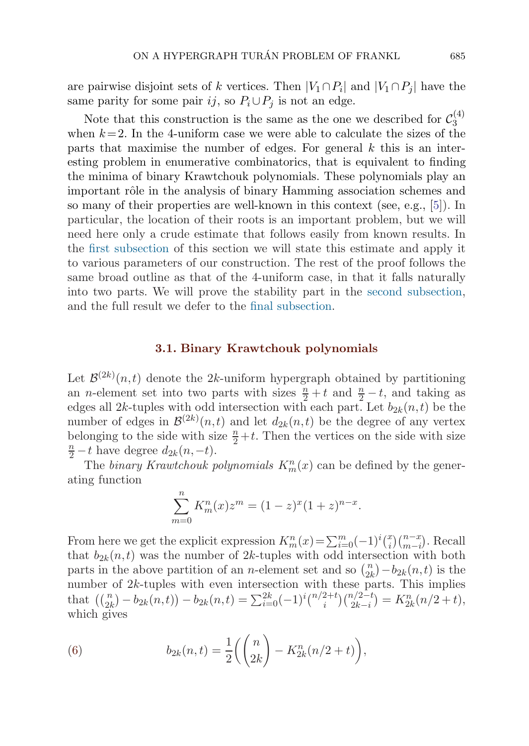are pairwise disjoint sets of $k$ vertices. Then $|V_1 \cap P_i|$ and $|V_1 \cap P_j|$ have the same parity for some pair $ij$, so $P_i \cup P_j$ is not an edge.

Note that this construction is the same as the one we described for $\mathcal{C}_3^{(4)}$ when $k=2$. In the 4-uniform case we were able to calculate the sizes of the parts that maximise the number of edges. For general $k$ this is an interesting problem in enumerative combinatorics, that is equivalent to finding the minima of binary Krawtchouk polynomials. These polynomials play an important rôle in the analysis of binary Hamming association schemes and so many of their properties are well-known in this context (see, e.g., [5]). In particular, the location of their roots is an important problem, but we will need here only a crude estimate that follows easily from known results. In the first subsection of this section we will state this estimate and apply it to various parameters of our construction. The rest of the proof follows the same broad outline as that of the 4-uniform case, in that it falls naturally into two parts. We will prove the stability part in the second subsection, and the full result we defer to the final subsection.

### 3.1. Binary Krawtchouk polynomials

Let $\mathcal{B}^{(2k)}(n,t)$ denote the $2k$-uniform hypergraph obtained by partitioning an $n$-element set into two parts with sizes $\frac{n}{2}+t$ and $\frac{n}{2}-t$, and taking as edges all $2k$-tuples with odd intersection with each part. Let $b_{2k}(n,t)$ be the number of edges in $\mathcal{B}^{(2k)}(n,t)$ and let $d_{2k}(n,t)$ be the degree of any vertex belonging to the side with size $\frac{n}{2}+t$. Then the vertices on the side with size $\frac{n}{2}-t$ have degree $d_{2k}(n,-t)$.

The *binary Krawtchouk polynomials* $K_m^n(x)$ can be defined by the generating function

$$\sum_{m=0}^{n} K_m^n(x) z^m = (1-z)^x (1+z)^{n-x}.$$

From here we get the explicit expression $K_m^n(x) = \sum_{i=0}^{m} (-1)^i \binom{x}{i}\binom{n-x}{m-i}$. Recall that $b_{2k}(n,t)$ was the number of $2k$-tuples with odd intersection with both parts in the above partition of an $n$-element set and so $\binom{n}{2k} - b_{2k}(n,t)$ is the number of $2k$-tuples with even intersection with these parts. This implies that $\left(\binom{n}{2k} - b_{2k}(n,t)\right) - b_{2k}(n,t) = \sum_{i=0}^{2k} (-1)^i \binom{n/2+t}{i}\binom{n/2-t}{2k-i} = K_{2k}^n(n/2+t)$, which gives

$$b_{2k}(n,t) = \frac{1}{2}\left(\binom{n}{2k} - K_{2k}^n(n/2+t)\right), \tag{6}$$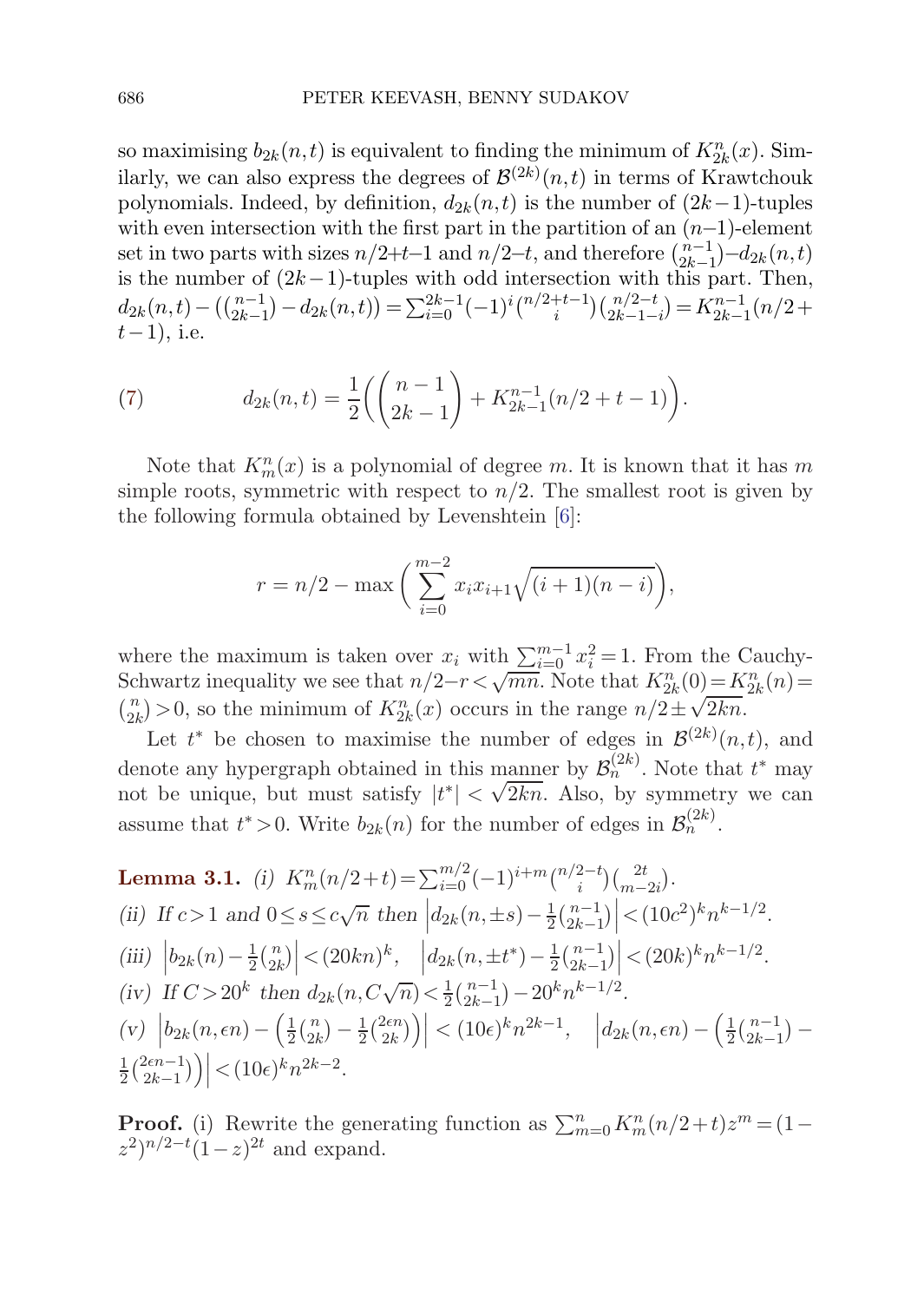so maximising $b_{2k}(n,t)$ is equivalent to finding the minimum of $K^n_{2k}(x)$. Similarly, we can also express the degrees of $\mathcal{B}^{(2k)}(n,t)$ in terms of Krawtchouk polynomials. Indeed, by definition, $d_{2k}(n,t)$ is the number of $(2k-1)$-tuples with even intersection with the first part in the partition of an $(n-1)$-element set in two parts with sizes $n/2+t-1$ and $n/2-t$, and therefore $\binom{n-1}{2k-1}-d_{2k}(n,t)$ is the number of $(2k-1)$-tuples with odd intersection with this part. Then, $d_{2k}(n,t)-\left(\binom{n-1}{2k-1}-d_{2k}(n,t)\right)=\sum_{i=0}^{2k-1}(-1)^i\binom{n/2+t-1}{i}\binom{n/2-t}{2k-1-i}=K^{n-1}_{2k-1}(n/2+t-1)$, i.e.

$$d_{2k}(n,t)=\frac{1}{2}\left(\binom{n-1}{2k-1}+K^{n-1}_{2k-1}(n/2+t-1)\right). \tag{7}$$

Note that $K^n_m(x)$ is a polynomial of degree $m$. It is known that it has $m$ simple roots, symmetric with respect to $n/2$. The smallest root is given by the following formula obtained by Levenshtein [6]:

$$r=n/2-\max\Big(\sum_{i=0}^{m-2}x_ix_{i+1}\sqrt{(i+1)(n-i)}\Big),$$

where the maximum is taken over $x_i$ with $\sum_{i=0}^{m-1}x_i^2=1$. From the Cauchy-Schwartz inequality we see that $n/2-r<\sqrt{mn}$. Note that $K^n_{2k}(0)=K^n_{2k}(n)=\binom{n}{2k}>0$, so the minimum of $K^n_{2k}(x)$ occurs in the range $n/2\pm\sqrt{2kn}$.

Let $t^*$ be chosen to maximise the number of edges in $\mathcal{B}^{(2k)}(n,t)$, and denote any hypergraph obtained in this manner by $\mathcal{B}^{(2k)}_n$. Note that $t^*$ may not be unique, but must satisfy $|t^*|<\sqrt{2kn}$. Also, by symmetry we can assume that $t^*>0$. Write $b_{2k}(n)$ for the number of edges in $\mathcal{B}^{(2k)}_n$.

**Lemma 3.1.** *(i)* $K^n_m(n/2+t)=\sum_{i=0}^{m/2}(-1)^{i+m}\binom{n/2-t}{i}\binom{2t}{m-2i}$.

*(ii) If* $c>1$ *and* $0\le s\le c\sqrt{n}$ *then* $\left|d_{2k}(n,\pm s)-\frac{1}{2}\binom{n-1}{2k-1}\right|<(10c^2)^kn^{k-1/2}$.

*(iii)* $\left|b_{2k}(n)-\frac{1}{2}\binom{n}{2k}\right|<(20kn)^k$, $\quad\left|d_{2k}(n,\pm t^*)-\frac{1}{2}\binom{n-1}{2k-1}\right|<(20k)^kn^{k-1/2}$.

*(iv) If* $C>20^k$ *then* $d_{2k}(n,C\sqrt{n})<\frac{1}{2}\binom{n-1}{2k-1}-20^kn^{k-1/2}$.

*(v)* $\left|b_{2k}(n,\epsilon n)-\left(\frac{1}{2}\binom{n}{2k}-\frac{1}{2}\binom{2\epsilon n}{2k}\right)\right|<(10\epsilon)^kn^{2k-1}$, $\quad\left|d_{2k}(n,\epsilon n)-\left(\frac{1}{2}\binom{n-1}{2k-1}-\frac{1}{2}\binom{2\epsilon n-1}{2k-1}\right)\right|<(10\epsilon)^kn^{2k-2}$.

**Proof.** (i) Rewrite the generating function as $\sum_{m=0}^nK^n_m(n/2+t)z^m=(1-z^2)^{n/2-t}(1-z)^{2t}$ and expand.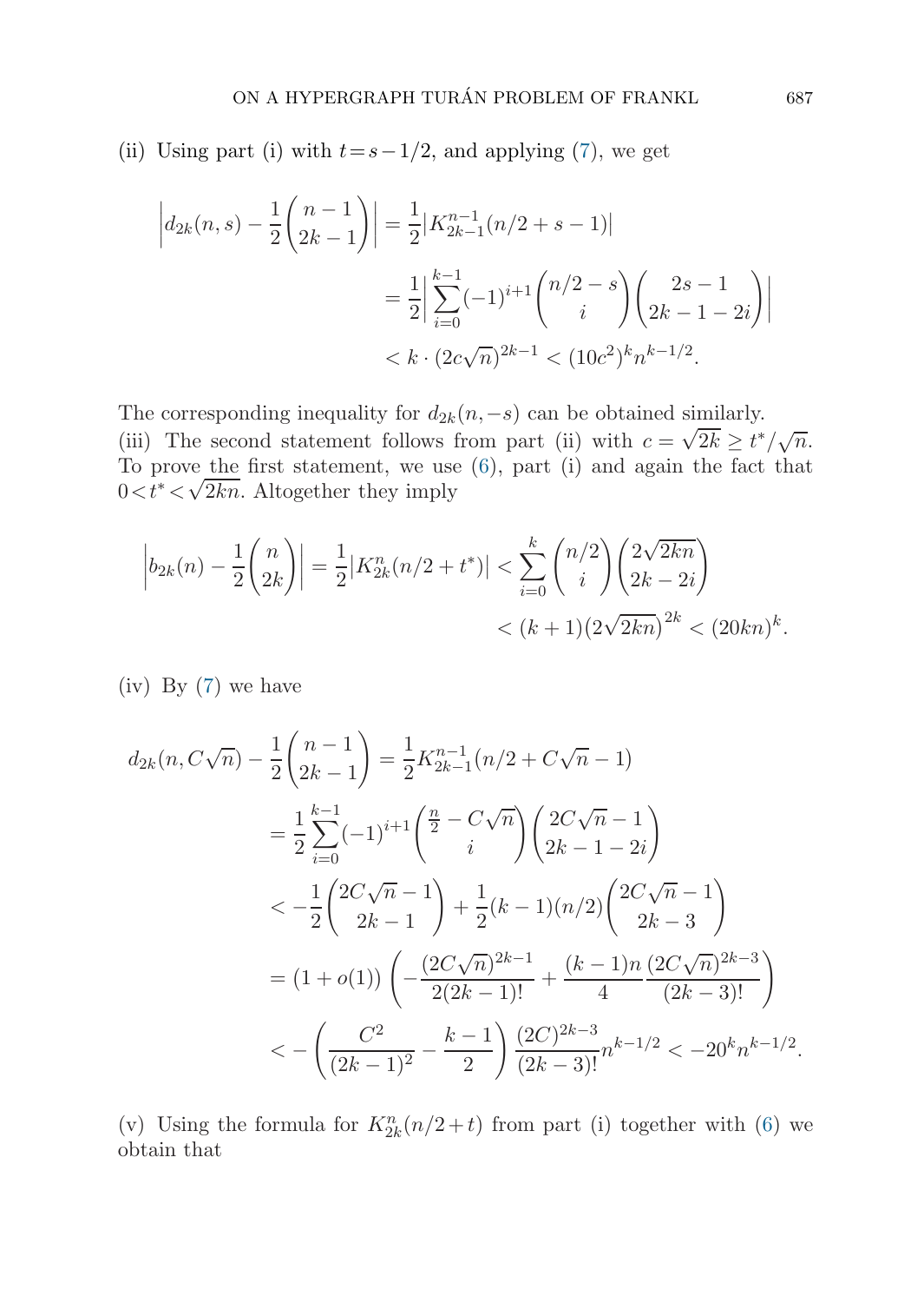(ii) Using part (i) with $t = s - 1/2$, and applying (7), we get

$$\left| d_{2k}(n,s) - \frac{1}{2}\binom{n-1}{2k-1} \right| = \frac{1}{2}\left| K_{2k-1}^{n-1}(n/2+s-1) \right|$$
$$= \frac{1}{2}\left| \sum_{i=0}^{k-1} (-1)^{i+1} \binom{n/2-s}{i} \binom{2s-1}{2k-1-2i} \right|$$
$$< k \cdot (2c\sqrt{n})^{2k-1} < (10c^2)^k n^{k-1/2}.$$

The corresponding inequality for $d_{2k}(n,-s)$ can be obtained similarly.

(iii) The second statement follows from part (ii) with $c = \sqrt{2k} \geq t^*/\sqrt{n}$. To prove the first statement, we use (6), part (i) and again the fact that $0 < t^* < \sqrt{2kn}$. Altogether they imply

$$\left| b_{2k}(n) - \frac{1}{2}\binom{n}{2k} \right| = \frac{1}{2}\left| K_{2k}^{n}(n/2+t^*) \right| < \sum_{i=0}^{k} \binom{n/2}{i} \binom{2\sqrt{2kn}}{2k-2i}$$
$$< (k+1)(2\sqrt{2kn})^{2k} < (20kn)^k.$$

(iv) By (7) we have

$$d_{2k}(n, C\sqrt{n}) - \frac{1}{2}\binom{n-1}{2k-1} = \frac{1}{2} K_{2k-1}^{n-1}(n/2 + C\sqrt{n} - 1)$$
$$= \frac{1}{2} \sum_{i=0}^{k-1} (-1)^{i+1} \binom{\frac{n}{2} - C\sqrt{n}}{i} \binom{2C\sqrt{n}-1}{2k-1-2i}$$
$$< -\frac{1}{2}\binom{2C\sqrt{n}-1}{2k-1} + \frac{1}{2}(k-1)(n/2)\binom{2C\sqrt{n}-1}{2k-3}$$
$$= (1+o(1))\left( -\frac{(2C\sqrt{n})^{2k-1}}{2(2k-1)!} + \frac{(k-1)n}{4}\frac{(2C\sqrt{n})^{2k-3}}{(2k-3)!} \right)$$
$$< -\left( \frac{C^2}{(2k-1)^2} - \frac{k-1}{2} \right) \frac{(2C)^{2k-3}}{(2k-3)!} n^{k-1/2} < -20^k n^{k-1/2}.$$

(v) Using the formula for $K_{2k}^{n}(n/2+t)$ from part (i) together with (6) we obtain that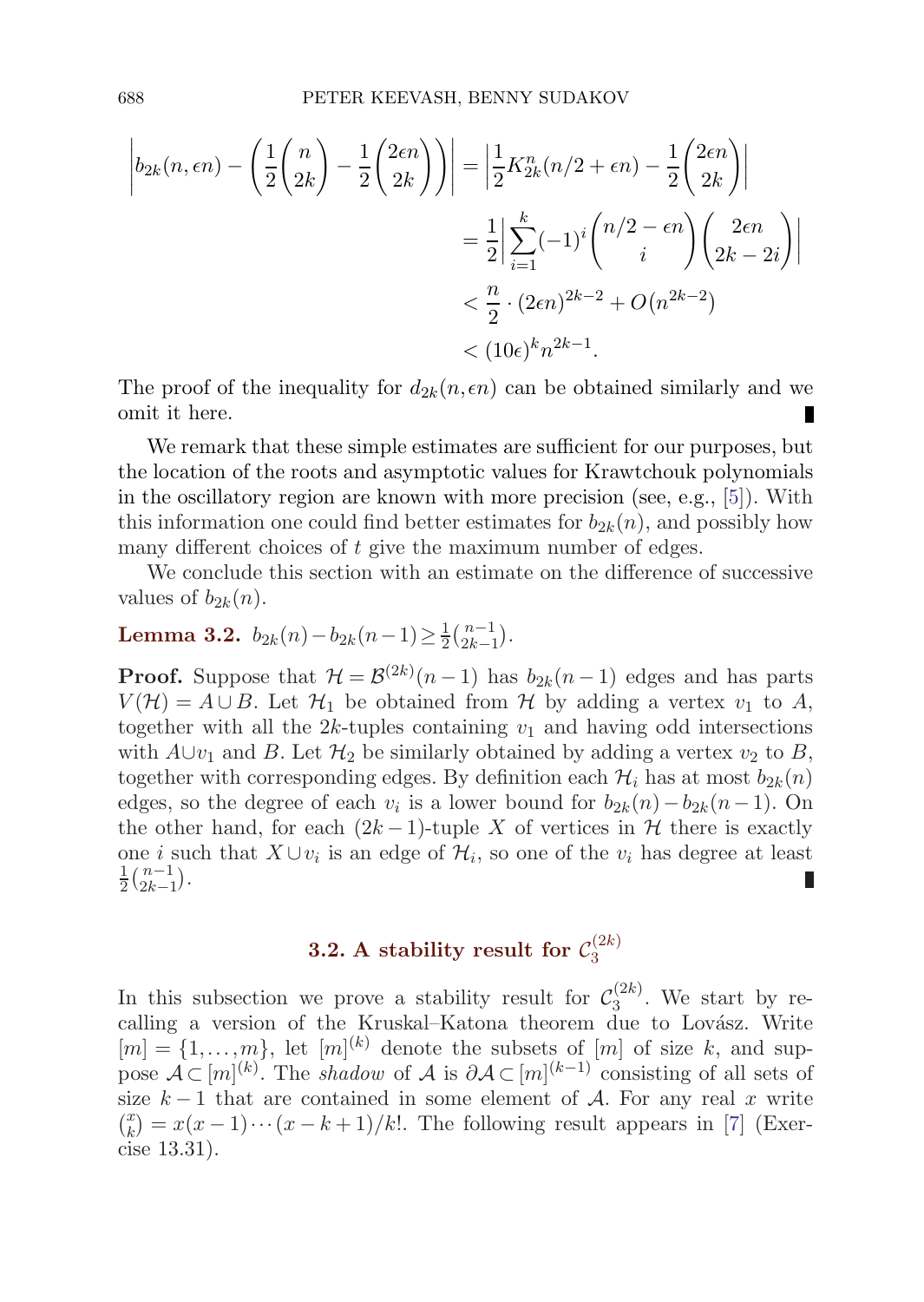$$
\begin{aligned}
\left| b_{2k}(n,\epsilon n) - \left( \frac{1}{2}\binom{n}{2k} - \frac{1}{2}\binom{2\epsilon n}{2k} \right) \right| &= \left| \frac{1}{2} K_{2k}^{n}(n/2+\epsilon n) - \frac{1}{2}\binom{2\epsilon n}{2k} \right| \\
&= \frac{1}{2} \left| \sum_{i=1}^{k} (-1)^i \binom{n/2-\epsilon n}{i} \binom{2\epsilon n}{2k-2i} \right| \\
&< \frac{n}{2} \cdot (2\epsilon n)^{2k-2} + O(n^{2k-2}) \\
&< (10\epsilon)^k n^{2k-1}.
\end{aligned}
$$

The proof of the inequality for $d_{2k}(n,\epsilon n)$ can be obtained similarly and we omit it here. ∎

We remark that these simple estimates are sufficient for our purposes, but the location of the roots and asymptotic values for Krawtchouk polynomials in the oscillatory region are known with more precision (see, e.g., [5]). With this information one could find better estimates for $b_{2k}(n)$, and possibly how many different choices of $t$ give the maximum number of edges.

We conclude this section with an estimate on the difference of successive values of $b_{2k}(n)$.

**Lemma 3.2.** $b_{2k}(n) - b_{2k}(n-1) \geq \frac{1}{2}\binom{n-1}{2k-1}$.

**Proof.** Suppose that $\mathcal{H} = \mathcal{B}^{(2k)}(n-1)$ has $b_{2k}(n-1)$ edges and has parts $V(\mathcal{H}) = A \cup B$. Let $\mathcal{H}_1$ be obtained from $\mathcal{H}$ by adding a vertex $v_1$ to $A$, together with all the $2k$-tuples containing $v_1$ and having odd intersections with $A \cup v_1$ and $B$. Let $\mathcal{H}_2$ be similarly obtained by adding a vertex $v_2$ to $B$, together with corresponding edges. By definition each $\mathcal{H}_i$ has at most $b_{2k}(n)$ edges, so the degree of each $v_i$ is a lower bound for $b_{2k}(n) - b_{2k}(n-1)$. On the other hand, for each $(2k-1)$-tuple $X$ of vertices in $\mathcal{H}$ there is exactly one $i$ such that $X \cup v_i$ is an edge of $\mathcal{H}_i$, so one of the $v_i$ has degree at least $\frac{1}{2}\binom{n-1}{2k-1}$. ∎

### 3.2. A stability result for $\mathcal{C}_3^{(2k)}$

In this subsection we prove a stability result for $\mathcal{C}_3^{(2k)}$. We start by recalling a version of the Kruskal–Katona theorem due to Lovász. Write $[m] = \{1, \ldots, m\}$, let $[m]^{(k)}$ denote the subsets of $[m]$ of size $k$, and suppose $\mathcal{A} \subset [m]^{(k)}$. The *shadow* of $\mathcal{A}$ is $\partial\mathcal{A} \subset [m]^{(k-1)}$ consisting of all sets of size $k-1$ that are contained in some element of $\mathcal{A}$. For any real $x$ write $\binom{x}{k} = x(x-1)\cdots(x-k+1)/k!$. The following result appears in [7] (Exercise 13.31).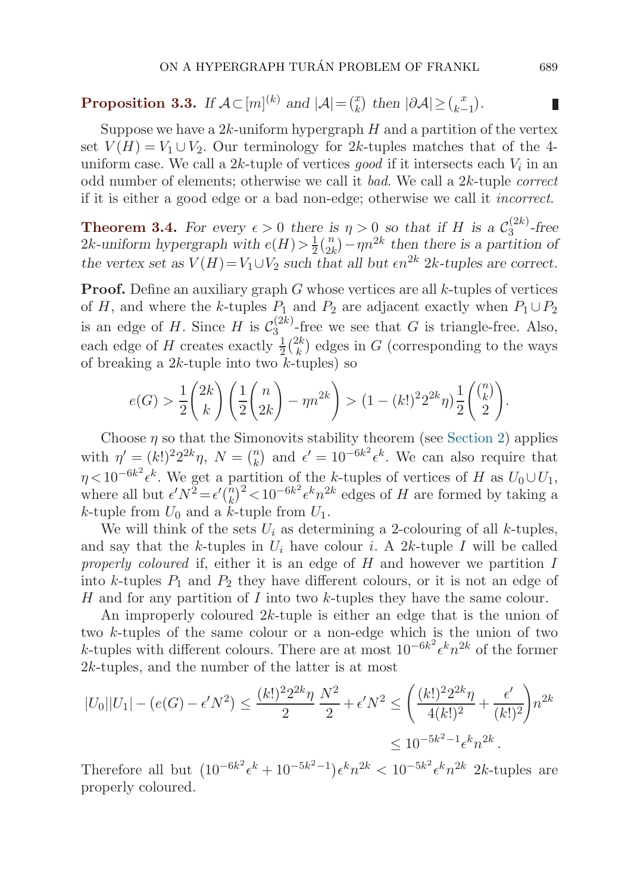**Proposition 3.3.** *If $\mathcal{A} \subset [m]^{(k)}$ and $|\mathcal{A}| = \binom{x}{k}$ then $|\partial \mathcal{A}| \geq \binom{x}{k-1}$.* ∎

Suppose we have a $2k$-uniform hypergraph $H$ and a partition of the vertex set $V(H) = V_1 \cup V_2$. Our terminology for $2k$-tuples matches that of the 4-uniform case. We call a $2k$-tuple of vertices *good* if it intersects each $V_i$ in an odd number of elements; otherwise we call it *bad*. We call a $2k$-tuple *correct* if it is either a good edge or a bad non-edge; otherwise we call it *incorrect*.

**Theorem 3.4.** *For every $\epsilon > 0$ there is $\eta > 0$ so that if $H$ is a $\mathcal{C}_3^{(2k)}$-free $2k$-uniform hypergraph with $e(H) > \frac{1}{2}\binom{n}{2k} - \eta n^{2k}$ then there is a partition of the vertex set as $V(H) = V_1 \cup V_2$ such that all but $\epsilon n^{2k}$ $2k$-tuples are correct.*

**Proof.** Define an auxiliary graph $G$ whose vertices are all $k$-tuples of vertices of $H$, and where the $k$-tuples $P_1$ and $P_2$ are adjacent exactly when $P_1 \cup P_2$ is an edge of $H$. Since $H$ is $\mathcal{C}_3^{(2k)}$-free we see that $G$ is triangle-free. Also, each edge of $H$ creates exactly $\frac{1}{2}\binom{2k}{k}$ edges in $G$ (corresponding to the ways of breaking a $2k$-tuple into two $k$-tuples) so

$$e(G) > \frac{1}{2}\binom{2k}{k}\left(\frac{1}{2}\binom{n}{2k} - \eta n^{2k}\right) > (1 - (k!)^2 2^{2k}\eta)\frac{1}{2}\binom{\binom{n}{k}}{2}.$$

Choose $\eta$ so that the Simonovits stability theorem (see Section 2) applies with $\eta' = (k!)^2 2^{2k}\eta$, $N = \binom{n}{k}$ and $\epsilon' = 10^{-6k^2}\epsilon^k$. We can also require that $\eta < 10^{-6k^2}\epsilon^k$. We get a partition of the $k$-tuples of vertices of $H$ as $U_0 \cup U_1$, where all but $\epsilon' N^2 = \epsilon' \binom{n}{k}^2 < 10^{-6k^2}\epsilon^k n^{2k}$ edges of $H$ are formed by taking a $k$-tuple from $U_0$ and a $k$-tuple from $U_1$.

We will think of the sets $U_i$ as determining a 2-colouring of all $k$-tuples, and say that the $k$-tuples in $U_i$ have colour $i$. A $2k$-tuple $I$ will be called *properly coloured* if, either it is an edge of $H$ and however we partition $I$ into $k$-tuples $P_1$ and $P_2$ they have different colours, or it is not an edge of $H$ and for any partition of $I$ into two $k$-tuples they have the same colour.

An improperly coloured $2k$-tuple is either an edge that is the union of two $k$-tuples of the same colour or a non-edge which is the union of two $k$-tuples with different colours. There are at most $10^{-6k^2}\epsilon^k n^{2k}$ of the former $2k$-tuples, and the number of the latter is at most

$$|U_0||U_1| - (e(G) - \epsilon' N^2) \leq \frac{(k!)^2 2^{2k}\eta}{2}\,\frac{N^2}{2} + \epsilon' N^2 \leq \left(\frac{(k!)^2 2^{2k}\eta}{4(k!)^2} + \frac{\epsilon'}{(k!)^2}\right)n^{2k}$$
$$\leq 10^{-5k^2-1}\epsilon^k n^{2k}.$$

Therefore all but $(10^{-6k^2}\epsilon^k + 10^{-5k^2-1})\epsilon^k n^{2k} < 10^{-5k^2}\epsilon^k n^{2k}$ $2k$-tuples are properly coloured.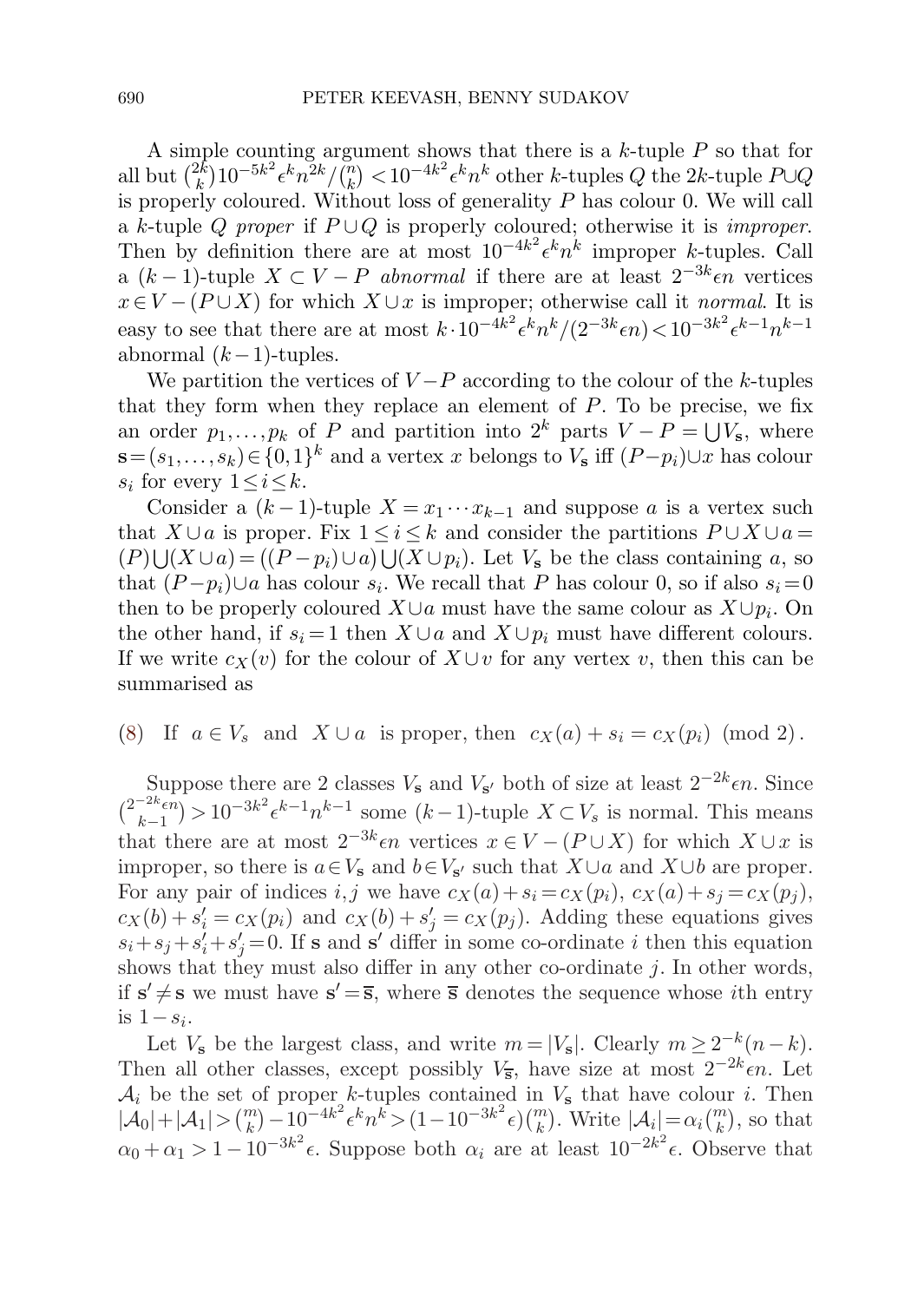A simple counting argument shows that there is a $k$-tuple $P$ so that for all but $\binom{2k}{k}10^{-5k^2}\epsilon^k n^{2k}/\binom{n}{k} < 10^{-4k^2}\epsilon^k n^k$ other $k$-tuples $Q$ the $2k$-tuple $P \cup Q$ is properly coloured. Without loss of generality $P$ has colour 0. We will call a $k$-tuple $Q$ *proper* if $P \cup Q$ is properly coloured; otherwise it is *improper*. Then by definition there are at most $10^{-4k^2}\epsilon^k n^k$ improper $k$-tuples. Call a $(k-1)$-tuple $X \subset V - P$ *abnormal* if there are at least $2^{-3k}\epsilon n$ vertices $x \in V - (P \cup X)$ for which $X \cup x$ is improper; otherwise call it *normal*. It is easy to see that there are at most $k \cdot 10^{-4k^2}\epsilon^k n^k/(2^{-3k}\epsilon n) < 10^{-3k^2}\epsilon^{k-1}n^{k-1}$ abnormal $(k-1)$-tuples.

We partition the vertices of $V - P$ according to the colour of the $k$-tuples that they form when they replace an element of $P$. To be precise, we fix an order $p_1, \dots, p_k$ of $P$ and partition into $2^k$ parts $V - P = \bigcup V_{\mathbf{s}}$, where $\mathbf{s} = (s_1, \dots, s_k) \in \{0,1\}^k$ and a vertex $x$ belongs to $V_{\mathbf{s}}$ iff $(P - p_i) \cup x$ has colour $s_i$ for every $1 \le i \le k$.

Consider a $(k-1)$-tuple $X = x_1 \cdots x_{k-1}$ and suppose $a$ is a vertex such that $X \cup a$ is proper. Fix $1 \le i \le k$ and consider the partitions $P \cup X \cup a = (P) \bigcup (X \cup a) = ((P - p_i) \cup a) \bigcup (X \cup p_i)$. Let $V_{\mathbf{s}}$ be the class containing $a$, so that $(P - p_i) \cup a$ has colour $s_i$. We recall that $P$ has colour 0, so if also $s_i = 0$ then to be properly coloured $X \cup a$ must have the same colour as $X \cup p_i$. On the other hand, if $s_i = 1$ then $X \cup a$ and $X \cup p_i$ must have different colours. If we write $c_X(v)$ for the colour of $X \cup v$ for any vertex $v$, then this can be summarised as

$$\text{(8)} \quad \text{If } \ a \in V_s \ \text{ and } \ X \cup a \ \text{ is proper, then } \ c_X(a) + s_i = c_X(p_i) \pmod 2.$$

Suppose there are 2 classes $V_{\mathbf{s}}$ and $V_{\mathbf{s}'}$ both of size at least $2^{-2k}\epsilon n$. Since $\binom{2^{-2k}\epsilon n}{k-1} > 10^{-3k^2}\epsilon^{k-1}n^{k-1}$ some $(k-1)$-tuple $X \subset V_s$ is normal. This means that there are at most $2^{-3k}\epsilon n$ vertices $x \in V - (P \cup X)$ for which $X \cup x$ is improper, so there is $a \in V_{\mathbf{s}}$ and $b \in V_{\mathbf{s}'}$ such that $X \cup a$ and $X \cup b$ are proper. For any pair of indices $i, j$ we have $c_X(a) + s_i = c_X(p_i)$, $c_X(a) + s_j = c_X(p_j)$, $c_X(b) + s_i' = c_X(p_i)$ and $c_X(b) + s_j' = c_X(p_j)$. Adding these equations gives $s_i + s_j + s_i' + s_j' = 0$. If $\mathbf{s}$ and $\mathbf{s}'$ differ in some co-ordinate $i$ then this equation shows that they must also differ in any other co-ordinate $j$. In other words, if $\mathbf{s}' \ne \mathbf{s}$ we must have $\mathbf{s}' = \overline{\mathbf{s}}$, where $\overline{\mathbf{s}}$ denotes the sequence whose $i$th entry is $1 - s_i$.

Let $V_{\mathbf{s}}$ be the largest class, and write $m = |V_{\mathbf{s}}|$. Clearly $m \ge 2^{-k}(n-k)$. Then all other classes, except possibly $V_{\overline{\mathbf{s}}}$, have size at most $2^{-2k}\epsilon n$. Let $\mathcal{A}_i$ be the set of proper $k$-tuples contained in $V_{\mathbf{s}}$ that have colour $i$. Then $|\mathcal{A}_0| + |\mathcal{A}_1| > \binom{m}{k} - 10^{-4k^2}\epsilon^k n^k > (1 - 10^{-3k^2}\epsilon)\binom{m}{k}$. Write $|\mathcal{A}_i| = \alpha_i\binom{m}{k}$, so that $\alpha_0 + \alpha_1 > 1 - 10^{-3k^2}\epsilon$. Suppose both $\alpha_i$ are at least $10^{-2k^2}\epsilon$. Observe that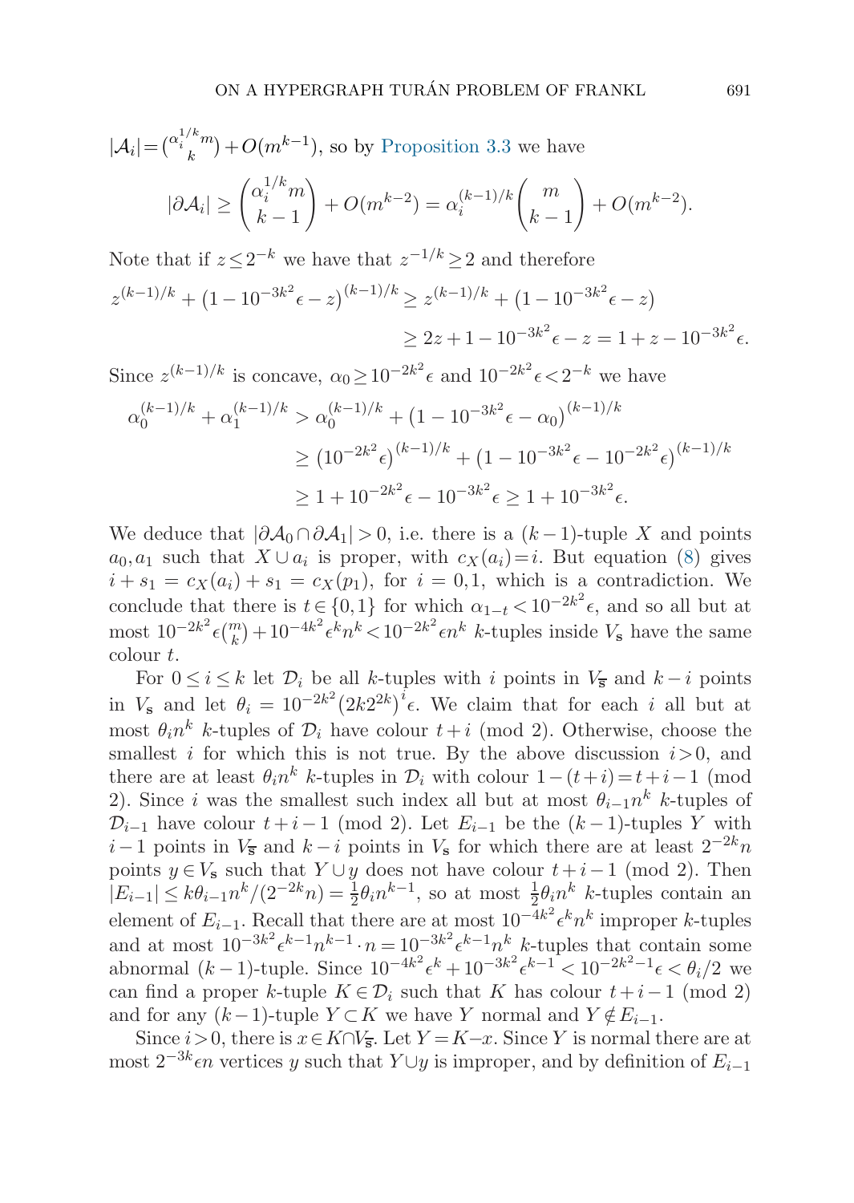$|\mathcal{A}_i| = \binom{\alpha_i^{1/k} m}{k} + O(m^{k-1})$, so by Proposition 3.3 we have

$$|\partial \mathcal{A}_i| \geq \binom{\alpha_i^{1/k} m}{k-1} + O(m^{k-2}) = \alpha_i^{(k-1)/k} \binom{m}{k-1} + O(m^{k-2}).$$

Note that if $z \leq 2^{-k}$ we have that $z^{-1/k} \geq 2$ and therefore

$$\begin{aligned} z^{(k-1)/k} + \left(1 - 10^{-3k^2}\epsilon - z\right)^{(k-1)/k} &\geq z^{(k-1)/k} + \left(1 - 10^{-3k^2}\epsilon - z\right) \\ &\geq 2z + 1 - 10^{-3k^2}\epsilon - z = 1 + z - 10^{-3k^2}\epsilon. \end{aligned}$$

Since $z^{(k-1)/k}$ is concave, $\alpha_0 \geq 10^{-2k^2}\epsilon$ and $10^{-2k^2}\epsilon < 2^{-k}$ we have

$$\begin{aligned} \alpha_0^{(k-1)/k} + \alpha_1^{(k-1)/k} &> \alpha_0^{(k-1)/k} + \left(1 - 10^{-3k^2}\epsilon - \alpha_0\right)^{(k-1)/k} \\ &\geq \left(10^{-2k^2}\epsilon\right)^{(k-1)/k} + \left(1 - 10^{-3k^2}\epsilon - 10^{-2k^2}\epsilon\right)^{(k-1)/k} \\ &\geq 1 + 10^{-2k^2}\epsilon - 10^{-3k^2}\epsilon \geq 1 + 10^{-3k^2}\epsilon. \end{aligned}$$

We deduce that $|\partial \mathcal{A}_0 \cap \partial \mathcal{A}_1| > 0$, i.e. there is a $(k-1)$-tuple $X$ and points $a_0, a_1$ such that $X \cup a_i$ is proper, with $c_X(a_i) = i$. But equation (8) gives $i + s_1 = c_X(a_i) + s_1 = c_X(p_1)$, for $i = 0, 1$, which is a contradiction. We conclude that there is $t \in \{0, 1\}$ for which $\alpha_{1-t} < 10^{-2k^2}\epsilon$, and so all but at most $10^{-2k^2}\epsilon\binom{m}{k} + 10^{-4k^2}\epsilon^k n^k < 10^{-2k^2}\epsilon n^k$ $k$-tuples inside $V_{\mathbf{s}}$ have the same colour $t$.

For $0 \leq i \leq k$ let $\mathcal{D}_i$ be all $k$-tuples with $i$ points in $V_{\overline{\mathbf{s}}}$ and $k-i$ points in $V_{\mathbf{s}}$ and let $\theta_i = 10^{-2k^2}\left(2k2^{2k}\right)^i \epsilon$. We claim that for each $i$ all but at most $\theta_i n^k$ $k$-tuples of $\mathcal{D}_i$ have colour $t + i$ (mod 2). Otherwise, choose the smallest $i$ for which this is not true. By the above discussion $i > 0$, and there are at least $\theta_i n^k$ $k$-tuples in $\mathcal{D}_i$ with colour $1 - (t+i) = t + i - 1$ (mod 2). Since $i$ was the smallest such index all but at most $\theta_{i-1} n^k$ $k$-tuples of $\mathcal{D}_{i-1}$ have colour $t + i - 1$ (mod 2). Let $E_{i-1}$ be the $(k-1)$-tuples $Y$ with $i-1$ points in $V_{\overline{\mathbf{s}}}$ and $k-i$ points in $V_{\mathbf{s}}$ for which there are at least $2^{-2k}n$ points $y \in V_{\mathbf{s}}$ such that $Y \cup y$ does not have colour $t + i - 1$ (mod 2). Then $|E_{i-1}| \leq k\theta_{i-1} n^k / (2^{-2k} n) = \frac{1}{2}\theta_i n^{k-1}$, so at most $\frac{1}{2}\theta_i n^k$ $k$-tuples contain an element of $E_{i-1}$. Recall that there are at most $10^{-4k^2}\epsilon^k n^k$ improper $k$-tuples and at most $10^{-3k^2}\epsilon^{k-1} n^{k-1} \cdot n = 10^{-3k^2}\epsilon^{k-1} n^k$ $k$-tuples that contain some abnormal $(k-1)$-tuple. Since $10^{-4k^2}\epsilon^k + 10^{-3k^2}\epsilon^{k-1} < 10^{-2k^2-1}\epsilon < \theta_i/2$ we can find a proper $k$-tuple $K \in \mathcal{D}_i$ such that $K$ has colour $t + i - 1$ (mod 2) and for any $(k-1)$-tuple $Y \subset K$ we have $Y$ normal and $Y \notin E_{i-1}$.

Since $i > 0$, there is $x \in K \cap V_{\overline{\mathbf{s}}}$. Let $Y = K - x$. Since $Y$ is normal there are at most $2^{-3k}\epsilon n$ vertices $y$ such that $Y \cup y$ is improper, and by definition of $E_{i-1}$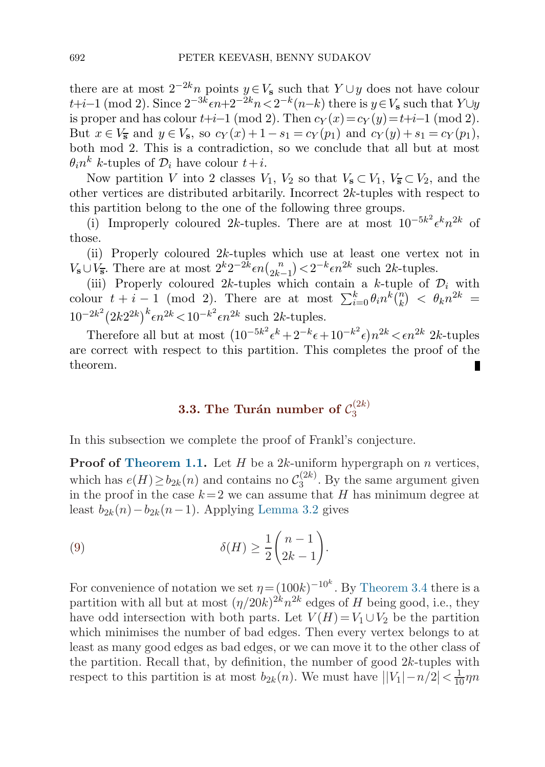there are at most $2^{-2k}n$ points $y \in V_{\mathbf{s}}$ such that $Y \cup y$ does not have colour $t+i-1 \pmod 2$. Since $2^{-3k}\epsilon n + 2^{-2k}n < 2^{-k}(n-k)$ there is $y \in V_{\mathbf{s}}$ such that $Y \cup y$ is proper and has colour $t+i-1 \pmod 2$. Then $c_Y(x) = c_Y(y) = t+i-1 \pmod 2$. But $x \in V_{\overline{\mathbf{s}}}$ and $y \in V_{\mathbf{s}}$, so $c_Y(x) + 1 - s_1 = c_Y(p_1)$ and $c_Y(y) + s_1 = c_Y(p_1)$, both mod 2. This is a contradiction, so we conclude that all but at most $\theta_i n^k$ $k$-tuples of $\mathcal{D}_i$ have colour $t+i$.

Now partition $V$ into 2 classes $V_1$, $V_2$ so that $V_{\mathbf{s}} \subset V_1$, $V_{\overline{\mathbf{s}}} \subset V_2$, and the other vertices are distributed arbitarily. Incorrect $2k$-tuples with respect to this partition belong to the one of the following three groups.

(i) Improperly coloured $2k$-tuples. There are at most $10^{-5k^2}\epsilon^k n^{2k}$ of those.

(ii) Properly coloured $2k$-tuples which use at least one vertex not in $V_{\mathbf{s}} \cup V_{\overline{\mathbf{s}}}$. There are at most $2^k 2^{-2k}\epsilon n \binom{n}{2k-1} < 2^{-k}\epsilon n^{2k}$ such $2k$-tuples.

(iii) Properly coloured $2k$-tuples which contain a $k$-tuple of $\mathcal{D}_i$ with colour $t+i-1 \pmod 2$. There are at most $\sum_{i=0}^{k} \theta_i n^k \binom{n}{k} < \theta_k n^{2k} = 10^{-2k^2}(2k2^{2k})^k \epsilon n^{2k} < 10^{-k^2}\epsilon n^{2k}$ such $2k$-tuples.

Therefore all but at most $(10^{-5k^2}\epsilon^k + 2^{-k}\epsilon + 10^{-k^2}\epsilon)n^{2k} < \epsilon n^{2k}$ $2k$-tuples are correct with respect to this partition. This completes the proof of the theorem. ∎

### 3.3. The Turán number of $\mathcal{C}_3^{(2k)}$

In this subsection we complete the proof of Frankl's conjecture.

**Proof of Theorem 1.1.** Let $H$ be a $2k$-uniform hypergraph on $n$ vertices, which has $e(H) \geq b_{2k}(n)$ and contains no $\mathcal{C}_3^{(2k)}$. By the same argument given in the proof in the case $k=2$ we can assume that $H$ has minimum degree at least $b_{2k}(n) - b_{2k}(n-1)$. Applying Lemma 3.2 gives

$$\delta(H) \geq \frac{1}{2}\binom{n-1}{2k-1}. \tag{9}$$

For convenience of notation we set $\eta = (100k)^{-10^k}$. By Theorem 3.4 there is a partition with all but at most $(\eta/20k)^{2k}n^{2k}$ edges of $H$ being good, i.e., they have odd intersection with both parts. Let $V(H) = V_1 \cup V_2$ be the partition which minimises the number of bad edges. Then every vertex belongs to at least as many good edges as bad edges, or we can move it to the other class of the partition. Recall that, by definition, the number of good $2k$-tuples with respect to this partition is at most $b_{2k}(n)$. We must have $\big||V_1| - n/2\big| < \frac{1}{10}\eta n$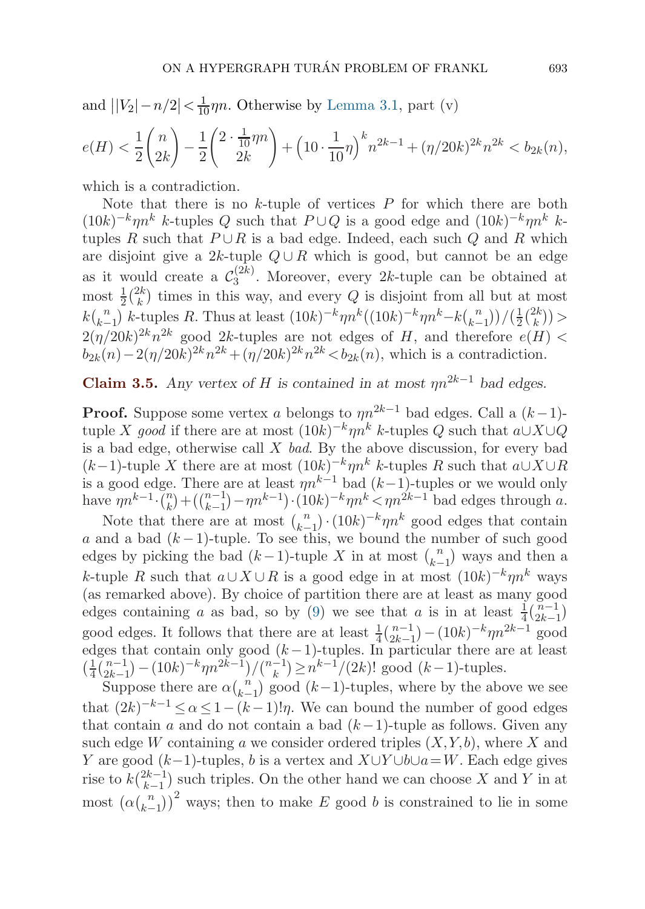and $||V_2|-n/2|<\frac{1}{10}\eta n$. Otherwise by Lemma 3.1, part (v)

$$e(H) < \frac{1}{2}\binom{n}{2k} - \frac{1}{2}\binom{2\cdot\frac{1}{10}\eta n}{2k} + \left(10\cdot\frac{1}{10}\eta\right)^k n^{2k-1} + (\eta/20k)^{2k}n^{2k} < b_{2k}(n),$$

which is a contradiction.

Note that there is no $k$-tuple of vertices $P$ for which there are both $(10k)^{-k}\eta n^k$ $k$-tuples $Q$ such that $P\cup Q$ is a good edge and $(10k)^{-k}\eta n^k$ $k$-tuples $R$ such that $P\cup R$ is a bad edge. Indeed, each such $Q$ and $R$ which are disjoint give a $2k$-tuple $Q\cup R$ which is good, but cannot be an edge as it would create a $\mathcal{C}_3^{(2k)}$. Moreover, every $2k$-tuple can be obtained at most $\frac{1}{2}\binom{2k}{k}$ times in this way, and every $Q$ is disjoint from all but at most $k\binom{n}{k-1}$ $k$-tuples $R$. Thus at least $(10k)^{-k}\eta n^k((10k)^{-k}\eta n^k - k\binom{n}{k-1})/(\frac{1}{2}\binom{2k}{k}) > 2(\eta/20k)^{2k}n^{2k}$ good $2k$-tuples are not edges of $H$, and therefore $e(H) < b_{2k}(n) - 2(\eta/20k)^{2k}n^{2k} + (\eta/20k)^{2k}n^{2k} < b_{2k}(n)$, which is a contradiction.

**Claim 3.5.** *Any vertex of $H$ is contained in at most $\eta n^{2k-1}$ bad edges.*

**Proof.** Suppose some vertex $a$ belongs to $\eta n^{2k-1}$ bad edges. Call a $(k-1)$-tuple $X$ *good* if there are at most $(10k)^{-k}\eta n^k$ $k$-tuples $Q$ such that $a\cup X\cup Q$ is a bad edge, otherwise call $X$ *bad*. By the above discussion, for every bad $(k-1)$-tuple $X$ there are at most $(10k)^{-k}\eta n^k$ $k$-tuples $R$ such that $a\cup X\cup R$ is a good edge. There are at least $\eta n^{k-1}$ bad $(k-1)$-tuples or we would only have $\eta n^{k-1}\cdot\binom{n}{k} + (\binom{n-1}{k-1} - \eta n^{k-1})\cdot(10k)^{-k}\eta n^k < \eta n^{2k-1}$ bad edges through $a$.

Note that there are at most $\binom{n}{k-1}\cdot(10k)^{-k}\eta n^k$ good edges that contain $a$ and a bad $(k-1)$-tuple. To see this, we bound the number of such good edges by picking the bad $(k-1)$-tuple $X$ in at most $\binom{n}{k-1}$ ways and then a $k$-tuple $R$ such that $a\cup X\cup R$ is a good edge in at most $(10k)^{-k}\eta n^k$ ways (as remarked above). By choice of partition there are at least as many good edges containing $a$ as bad, so by (9) we see that $a$ is in at least $\frac{1}{4}\binom{n-1}{2k-1}$ good edges. It follows that there at least $\frac{1}{4}\binom{n-1}{2k-1} - (10k)^{-k}\eta n^{2k-1}$ good edges that contain only good $(k-1)$-tuples. In particular there are at least $(\frac{1}{4}\binom{n-1}{2k-1} - (10k)^{-k}\eta n^{2k-1})/\binom{n-1}{k} \geq n^{k-1}/(2k)!$ good $(k-1)$-tuples.

Suppose there are $\alpha\binom{n}{k-1}$ good $(k-1)$-tuples, where by the above we see that $(2k)^{-k-1} \leq \alpha \leq 1-(k-1)!\eta$. We can bound the number of good edges that contain $a$ and do not contain a bad $(k-1)$-tuple as follows. Given any such edge $W$ containing $a$ we consider ordered triples $(X,Y,b)$, where $X$ and $Y$ are good $(k-1)$-tuples, $b$ is a vertex and $X\cup Y\cup b\cup a = W$. Each edge gives rise to $k\binom{2k-1}{k-1}$ such triples. On the other hand we can choose $X$ and $Y$ in at most $\left(\alpha\binom{n}{k-1}\right)^2$ ways; then to make $E$ good $b$ is constrained to lie in some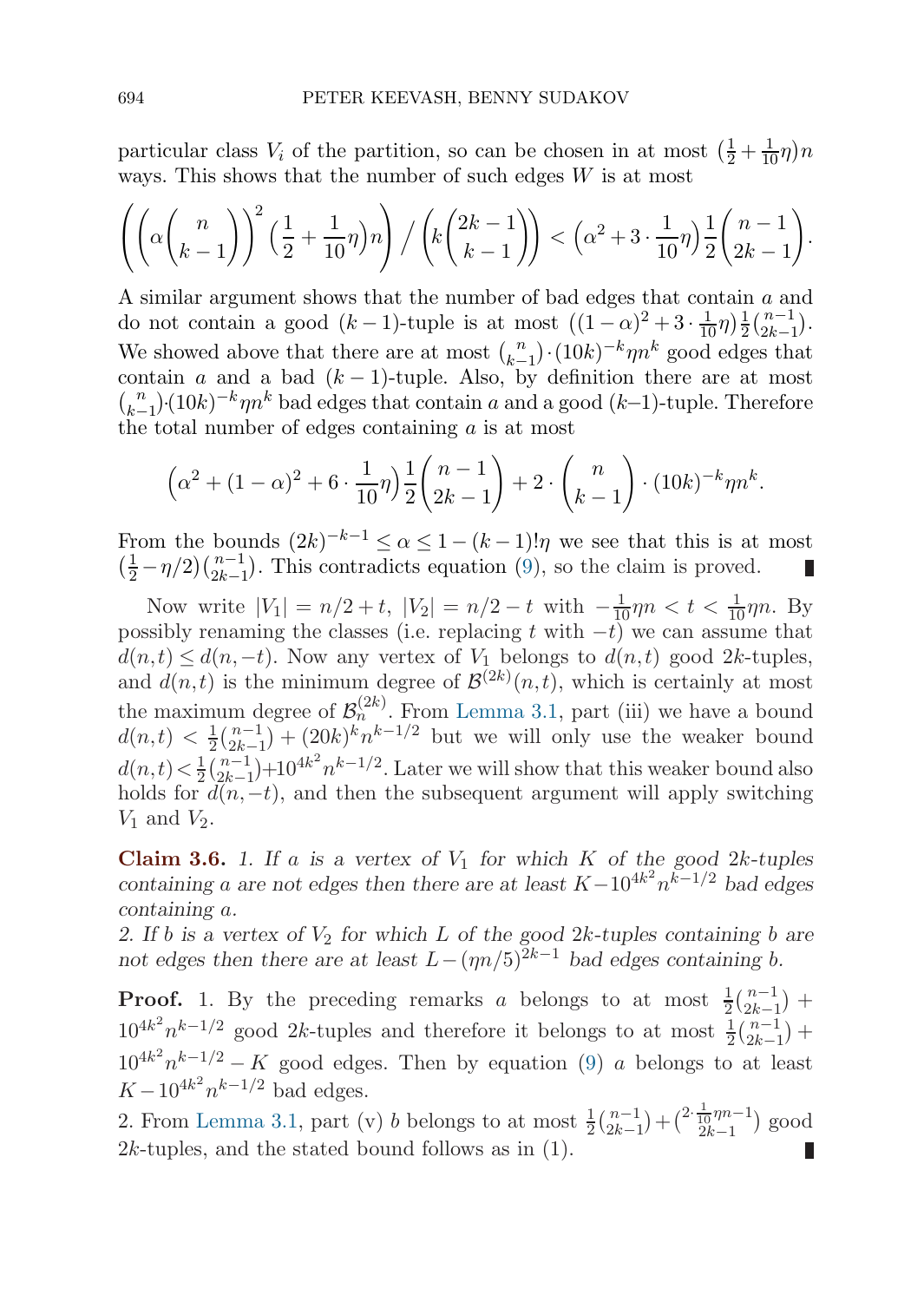particular class $V_i$ of the partition, so can be chosen in at most $(\frac{1}{2} + \frac{1}{10}\eta)n$ ways. This shows that the number of such edges $W$ is at most

$$\left(\left(\alpha\binom{n}{k-1}\right)^2\left(\frac{1}{2}+\frac{1}{10}\eta\right)n\right) \Big/ \left(k\binom{2k-1}{k-1}\right) < \left(\alpha^2 + 3\cdot\frac{1}{10}\eta\right)\frac{1}{2}\binom{n-1}{2k-1}.$$

A similar argument shows that the number of bad edges that contain $a$ and do not contain a good $(k-1)$-tuple is at most $((1-\alpha)^2 + 3\cdot\frac{1}{10}\eta)\frac{1}{2}\binom{n-1}{2k-1}$. We showed above that there are at most $\binom{n}{k-1}\cdot(10k)^{-k}\eta n^k$ good edges that contain $a$ and a bad $(k-1)$-tuple. Also, by definition there are at most $\binom{n}{k-1}\cdot(10k)^{-k}\eta n^k$ bad edges that contain $a$ and a good $(k-1)$-tuple. Therefore the total number of edges containing $a$ is at most

$$\left(\alpha^2 + (1-\alpha)^2 + 6\cdot\frac{1}{10}\eta\right)\frac{1}{2}\binom{n-1}{2k-1} + 2\cdot\binom{n}{k-1}\cdot(10k)^{-k}\eta n^k.$$

From the bounds $(2k)^{-k-1} \le \alpha \le 1-(k-1)!\eta$ we see that this is at most $(\frac{1}{2} - \eta/2)\binom{n-1}{2k-1}$. This contradicts equation (9), so the claim is proved. ∎

Now write $|V_1| = n/2 + t$, $|V_2| = n/2 - t$ with $-\frac{1}{10}\eta n < t < \frac{1}{10}\eta n$. By possibly renaming the classes (i.e. replacing $t$ with $-t$) we can assume that $d(n,t) \le d(n,-t)$. Now any vertex of $V_1$ belongs to $d(n,t)$ good $2k$-tuples, and $d(n,t)$ is the minimum degree of $\mathcal{B}^{(2k)}(n,t)$, which is certainly at most the maximum degree of $\mathcal{B}_n^{(2k)}$. From Lemma 3.1, part (iii) we have a bound $d(n,t) < \frac{1}{2}\binom{n-1}{2k-1} + (20k)^k n^{k-1/2}$ but we will only use the weaker bound $d(n,t) < \frac{1}{2}\binom{n-1}{2k-1} + 10^{4k^2}n^{k-1/2}$. Later we will show that this weaker bound also holds for $d(n,-t)$, and then the subsequent argument will apply switching $V_1$ and $V_2$.

**Claim 3.6.** *1. If $a$ is a vertex of $V_1$ for which $K$ of the good $2k$-tuples containing $a$ are not edges then there are at least $K - 10^{4k^2}n^{k-1/2}$ bad edges containing $a$.*
*2. If $b$ is a vertex of $V_2$ for which $L$ of the good $2k$-tuples containing $b$ are not edges then there are at least $L - (\eta n/5)^{2k-1}$ bad edges containing $b$.*

**Proof.** 1. By the preceding remarks $a$ belongs to at most $\frac{1}{2}\binom{n-1}{2k-1} + 10^{4k^2}n^{k-1/2}$ good $2k$-tuples and therefore it belongs to at most $\frac{1}{2}\binom{n-1}{2k-1} + 10^{4k^2}n^{k-1/2} - K$ good edges. Then by equation (9) $a$ belongs to at least $K - 10^{4k^2}n^{k-1/2}$ bad edges.
2. From Lemma 3.1, part (v) $b$ belongs to at most $\frac{1}{2}\binom{n-1}{2k-1} + \binom{2\cdot\frac{1}{10}\eta n-1}{2k-1}$ good $2k$-tuples, and the stated bound follows as in (1). ∎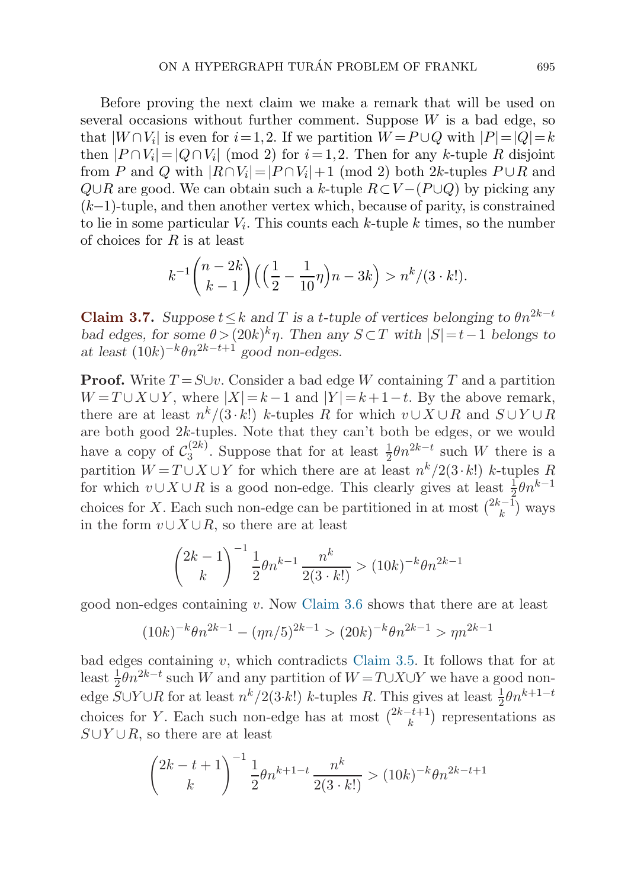Before proving the next claim we make a remark that will be used on several occasions without further comment. Suppose $W$ is a bad edge, so that $|W\cap V_i|$ is even for $i=1,2$. If we partition $W=P\cup Q$ with $|P|=|Q|=k$ then $|P\cap V_i|=|Q\cap V_i| \pmod 2$ for $i=1,2$. Then for any $k$-tuple $R$ disjoint from $P$ and $Q$ with $|R\cap V_i|=|P\cap V_i|+1 \pmod 2$ both $2k$-tuples $P\cup R$ and $Q\cup R$ are good. We can obtain such a $k$-tuple $R\subset V-(P\cup Q)$ by picking any $(k-1)$-tuple, and then another vertex which, because of parity, is constrained to lie in some particular $V_i$. This counts each $k$-tuple $k$ times, so the number of choices for $R$ is at least

$$k^{-1}\binom{n-2k}{k-1}\Big(\Big(\frac{1}{2}-\frac{1}{10}\eta\Big)n-3k\Big) > n^k/(3\cdot k!).$$

**Claim 3.7.** *Suppose $t\le k$ and $T$ is a $t$-tuple of vertices belonging to $\theta n^{2k-t}$ bad edges, for some $\theta>(20k)^k\eta$. Then any $S\subset T$ with $|S|=t-1$ belongs to at least $(10k)^{-k}\theta n^{2k-t+1}$ good non-edges.*

**Proof.** Write $T=S\cup v$. Consider a bad edge $W$ containing $T$ and a partition $W=T\cup X\cup Y$, where $|X|=k-1$ and $|Y|=k+1-t$. By the above remark, there are at least $n^k/(3\cdot k!)$ $k$-tuples $R$ for which $v\cup X\cup R$ and $S\cup Y\cup R$ are both good $2k$-tuples. Note that they can't both be edges, or we would have a copy of $\mathcal{C}_3^{(2k)}$. Suppose that for at least $\frac{1}{2}\theta n^{2k-t}$ such $W$ there is a partition $W=T\cup X\cup Y$ for which there are at least $n^k/2(3\cdot k!)$ $k$-tuples $R$ for which $v\cup X\cup R$ is a good non-edge. This clearly gives at least $\frac{1}{2}\theta n^{k-1}$ choices for $X$. Each such non-edge can be partitioned in at most $\binom{2k-1}{k}$ ways in the form $v\cup X\cup R$, so there are at least

$$\binom{2k-1}{k}^{-1}\frac{1}{2}\theta n^{k-1}\,\frac{n^k}{2(3\cdot k!)} > (10k)^{-k}\theta n^{2k-1}$$

good non-edges containing $v$. Now Claim 3.6 shows that there are at least

$$(10k)^{-k}\theta n^{2k-1}-(\eta n/5)^{2k-1} > (20k)^{-k}\theta n^{2k-1} > \eta n^{2k-1}$$

bad edges containing $v$, which contradicts Claim 3.5. It follows that for at least $\frac{1}{2}\theta n^{2k-t}$ such $W$ and any partition of $W=T\cup X\cup Y$ we have a good non-edge $S\cup Y\cup R$ for at least $n^k/2(3\cdot k!)$ $k$-tuples $R$. This gives at least $\frac{1}{2}\theta n^{k+1-t}$ choices for $Y$. Each such non-edge has at most $\binom{2k-t+1}{k}$ representations as $S\cup Y\cup R$, so there are at least

$$\binom{2k-t+1}{k}^{-1}\frac{1}{2}\theta n^{k+1-t}\,\frac{n^k}{2(3\cdot k!)} > (10k)^{-k}\theta n^{2k-t+1}$$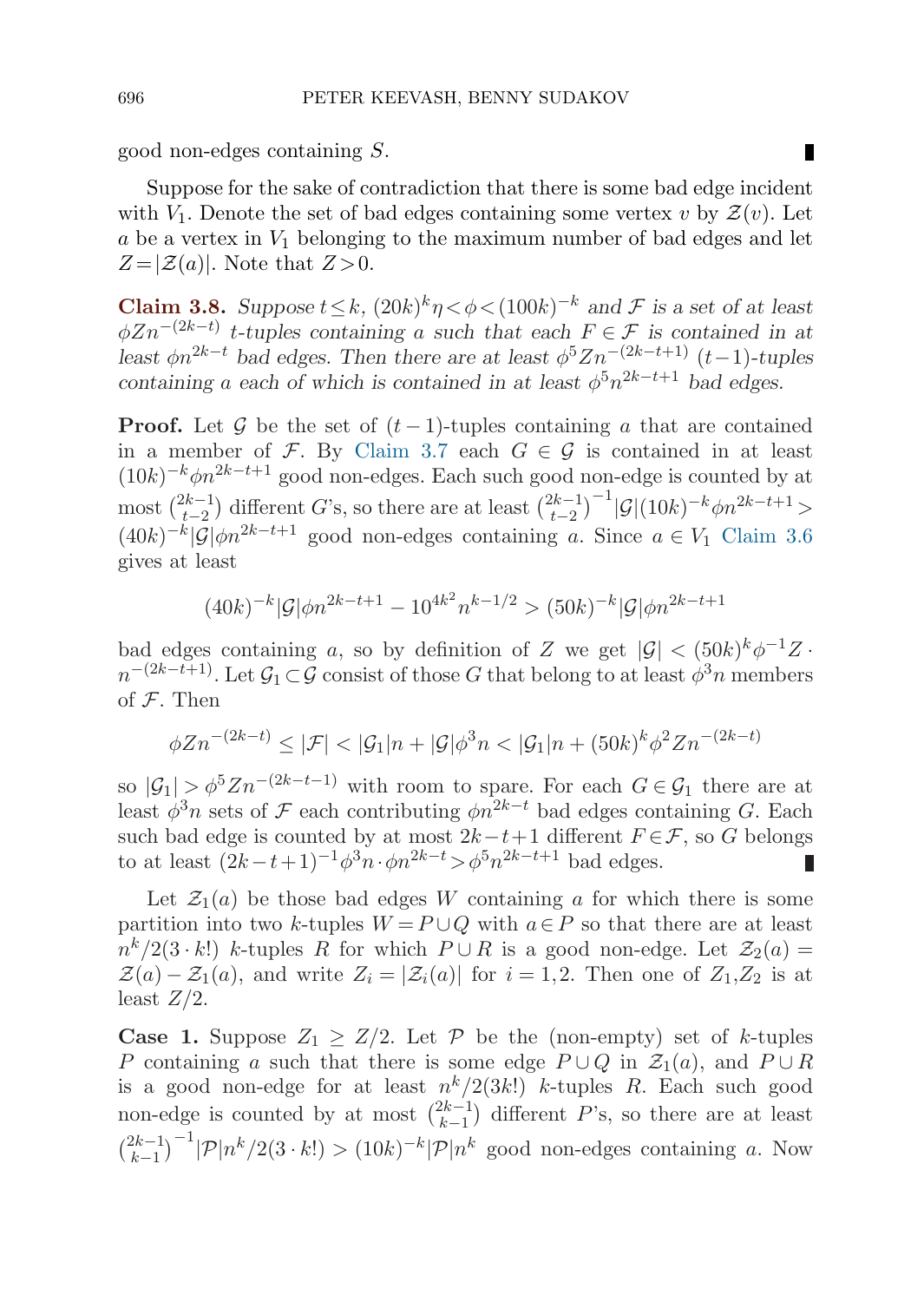good non-edges containing $S$. ∎

Suppose for the sake of contradiction that there is some bad edge incident with $V_1$. Denote the set of bad edges containing some vertex $v$ by $\mathcal{Z}(v)$. Let $a$ be a vertex in $V_1$ belonging to the maximum number of bad edges and let $Z = |\mathcal{Z}(a)|$. Note that $Z > 0$.

**Claim 3.8.** *Suppose $t \le k$, $(20k)^k \eta < \phi < (100k)^{-k}$ and $\mathcal{F}$ is a set of at least $\phi Z n^{-(2k-t)}$ $t$-tuples containing $a$ such that each $F \in \mathcal{F}$ is contained in at least $\phi n^{2k-t}$ bad edges. Then there are at least $\phi^5 Z n^{-(2k-t+1)}$ $(t-1)$-tuples containing $a$ each of which is contained in at least $\phi^5 n^{2k-t+1}$ bad edges.*

**Proof.** Let $\mathcal{G}$ be the set of $(t-1)$-tuples containing $a$ that are contained in a member of $\mathcal{F}$. By Claim 3.7 each $G \in \mathcal{G}$ is contained in at least $(10k)^{-k}\phi n^{2k-t+1}$ good non-edges. Each such good non-edge is counted by at most $\binom{2k-1}{t-2}$ different $G$'s, so there are at least $\binom{2k-1}{t-2}^{-1}|\mathcal{G}|(10k)^{-k}\phi n^{2k-t+1} > (40k)^{-k}|\mathcal{G}|\phi n^{2k-t+1}$ good non-edges containing $a$. Since $a \in V_1$ Claim 3.6 gives at least

$$(40k)^{-k}|\mathcal{G}|\phi n^{2k-t+1} - 10^{4k^2} n^{k-1/2} > (50k)^{-k}|\mathcal{G}|\phi n^{2k-t+1}$$

bad edges containing $a$, so by definition of $Z$ we get $|\mathcal{G}| < (50k)^k \phi^{-1} Z \cdot n^{-(2k-t+1)}$. Let $\mathcal{G}_1 \subset \mathcal{G}$ consist of those $G$ that belong to at least $\phi^3 n$ members of $\mathcal{F}$. Then

$$\phi Z n^{-(2k-t)} \le |\mathcal{F}| < |\mathcal{G}_1| n + |\mathcal{G}|\phi^3 n < |\mathcal{G}_1| n + (50k)^k \phi^2 Z n^{-(2k-t)}$$

so $|\mathcal{G}_1| > \phi^5 Z n^{-(2k-t-1)}$ with room to spare. For each $G \in \mathcal{G}_1$ there are at least $\phi^3 n$ sets of $\mathcal{F}$ each contributing $\phi n^{2k-t}$ bad edges containing $G$. Each such bad edge is counted by at most $2k-t+1$ different $F \in \mathcal{F}$, so $G$ belongs to at least $(2k-t+1)^{-1}\phi^3 n \cdot \phi n^{2k-t} > \phi^5 n^{2k-t+1}$ bad edges. ∎

Let $\mathcal{Z}_1(a)$ be those bad edges $W$ containing $a$ for which there is some partition into two $k$-tuples $W = P \cup Q$ with $a \in P$ so that there are at least $n^k/2(3 \cdot k!)$ $k$-tuples $R$ for which $P \cup R$ is a good non-edge. Let $\mathcal{Z}_2(a) = \mathcal{Z}(a) - \mathcal{Z}_1(a)$, and write $Z_i = |\mathcal{Z}_i(a)|$ for $i = 1, 2$. Then one of $Z_1, Z_2$ is at least $Z/2$.

**Case 1.** Suppose $Z_1 \ge Z/2$. Let $\mathcal{P}$ be the (non-empty) set of $k$-tuples $P$ containing $a$ such that there is some edge $P \cup Q$ in $\mathcal{Z}_1(a)$, and $P \cup R$ is a good non-edge for at least $n^k/2(3k!)$ $k$-tuples $R$. Each such good non-edge is counted by at most $\binom{2k-1}{k-1}$ different $P$'s, so there are at least $\binom{2k-1}{k-1}^{-1}|\mathcal{P}|n^k/2(3 \cdot k!) > (10k)^{-k}|\mathcal{P}|n^k$ good non-edges containing $a$. Now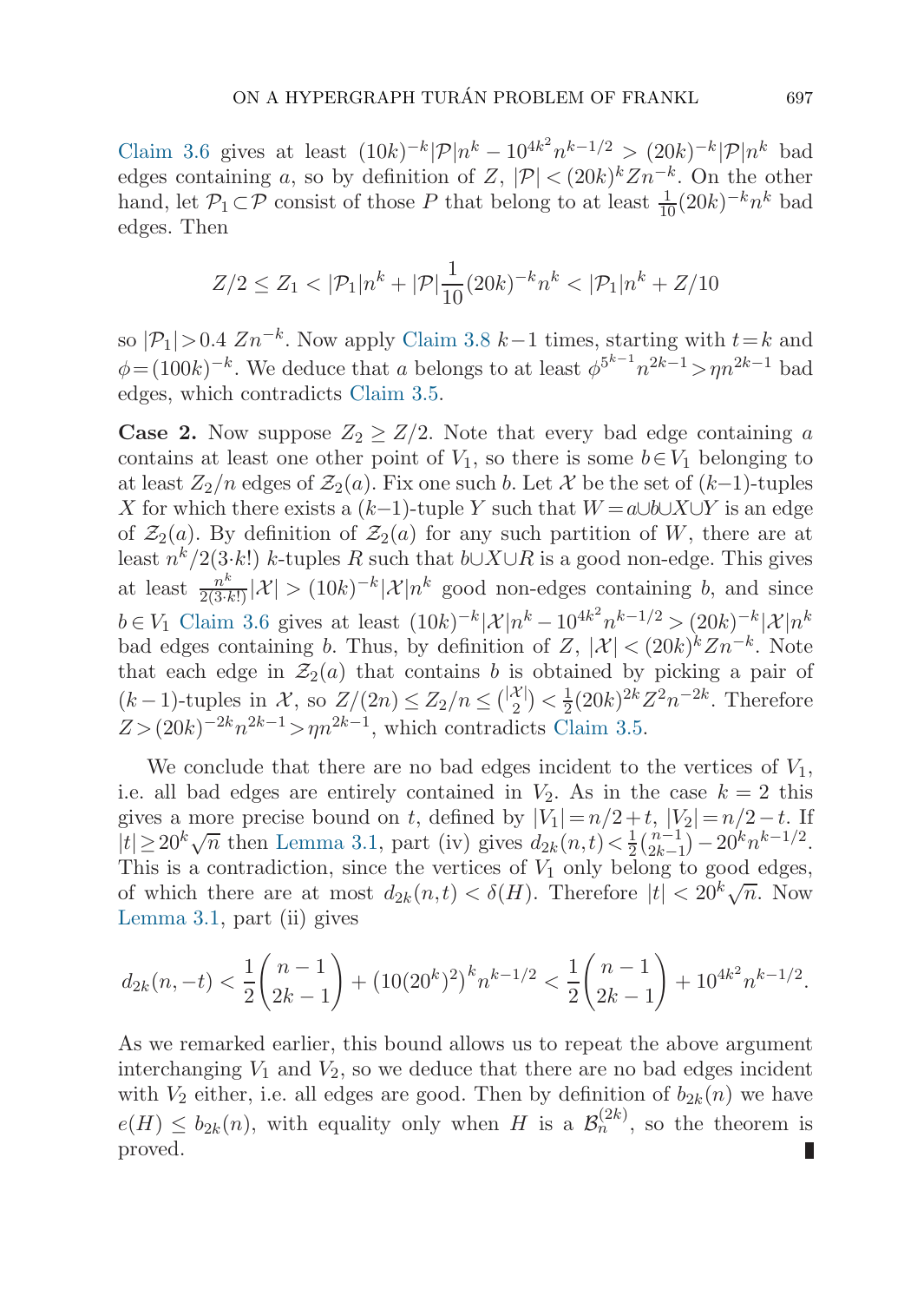Claim 3.6 gives at least $(10k)^{-k}|\mathcal{P}|n^k - 10^{4k^2}n^{k-1/2} > (20k)^{-k}|\mathcal{P}|n^k$ bad edges containing $a$, so by definition of $Z$, $|\mathcal{P}| < (20k)^k Z n^{-k}$. On the other hand, let $\mathcal{P}_1 \subset \mathcal{P}$ consist of those $P$ that belong to at least $\frac{1}{10}(20k)^{-k}n^k$ bad edges. Then

$$Z/2 \le Z_1 < |\mathcal{P}_1|n^k + |\mathcal{P}|\frac{1}{10}(20k)^{-k}n^k < |\mathcal{P}_1|n^k + Z/10$$

so $|\mathcal{P}_1| > 0.4\ Zn^{-k}$. Now apply Claim 3.8 $k-1$ times, starting with $t=k$ and $\phi=(100k)^{-k}$. We deduce that $a$ belongs to at least $\phi^{5^{k-1}}n^{2k-1} > \eta n^{2k-1}$ bad edges, which contradicts Claim 3.5.

**Case 2.** Now suppose $Z_2 \ge Z/2$. Note that every bad edge containing $a$ contains at least one other point of $V_1$, so there is some $b \in V_1$ belonging to at least $Z_2/n$ edges of $\mathcal{Z}_2(a)$. Fix one such $b$. Let $\mathcal{X}$ be the set of $(k-1)$-tuples $X$ for which there exists a $(k-1)$-tuple $Y$ such that $W = a \cup b \cup X \cup Y$ is an edge of $\mathcal{Z}_2(a)$. By definition of $\mathcal{Z}_2(a)$ for any such partition of $W$, there are at least $n^k/2(3\cdot k!)$ $k$-tuples $R$ such that $b \cup X \cup R$ is a good non-edge. This gives at least $\frac{n^k}{2(3\cdot k!)}|\mathcal{X}| > (10k)^{-k}|\mathcal{X}|n^k$ good non-edges containing $b$, and since $b \in V_1$ Claim 3.6 gives at least $(10k)^{-k}|\mathcal{X}|n^k - 10^{4k^2}n^{k-1/2} > (20k)^{-k}|\mathcal{X}|n^k$ bad edges containing $b$. Thus, by definition of $Z$, $|\mathcal{X}| < (20k)^k Z n^{-k}$. Note that each edge in $\mathcal{Z}_2(a)$ that contains $b$ is obtained by picking a pair of $(k-1)$-tuples in $\mathcal{X}$, so $Z/(2n) \le Z_2/n \le \binom{|\mathcal{X}|}{2} < \frac{1}{2}(20k)^{2k}Z^2 n^{-2k}$. Therefore $Z > (20k)^{-2k}n^{2k-1} > \eta n^{2k-1}$, which contradicts Claim 3.5.

We conclude that there are no bad edges incident to the vertices of $V_1$, i.e. all bad edges are entirely contained in $V_2$. As in the case $k=2$ this gives a more precise bound on $t$, defined by $|V_1| = n/2 + t$, $|V_2| = n/2 - t$. If $|t| \ge 20^k\sqrt{n}$ then Lemma 3.1, part (iv) gives $d_{2k}(n,t) < \frac{1}{2}\binom{n-1}{2k-1} - 20^k n^{k-1/2}$. This is a contradiction, since the vertices of $V_1$ only belong to good edges, of which there are at most $d_{2k}(n,t) < \delta(H)$. Therefore $|t| < 20^k\sqrt{n}$. Now Lemma 3.1, part (ii) gives

$$d_{2k}(n,-t) < \frac{1}{2}\binom{n-1}{2k-1} + (10(20^k)^2)^k n^{k-1/2} < \frac{1}{2}\binom{n-1}{2k-1} + 10^{4k^2}n^{k-1/2}.$$

As we remarked earlier, this bound allows us to repeat the above argument interchanging $V_1$ and $V_2$, so we deduce that there are no bad edges incident with $V_2$ either, i.e. all edges are good. Then by definition of $b_{2k}(n)$ we have $e(H) \le b_{2k}(n)$, with equality only when $H$ is a $\mathcal{B}_n^{(2k)}$, so the theorem is proved. ∎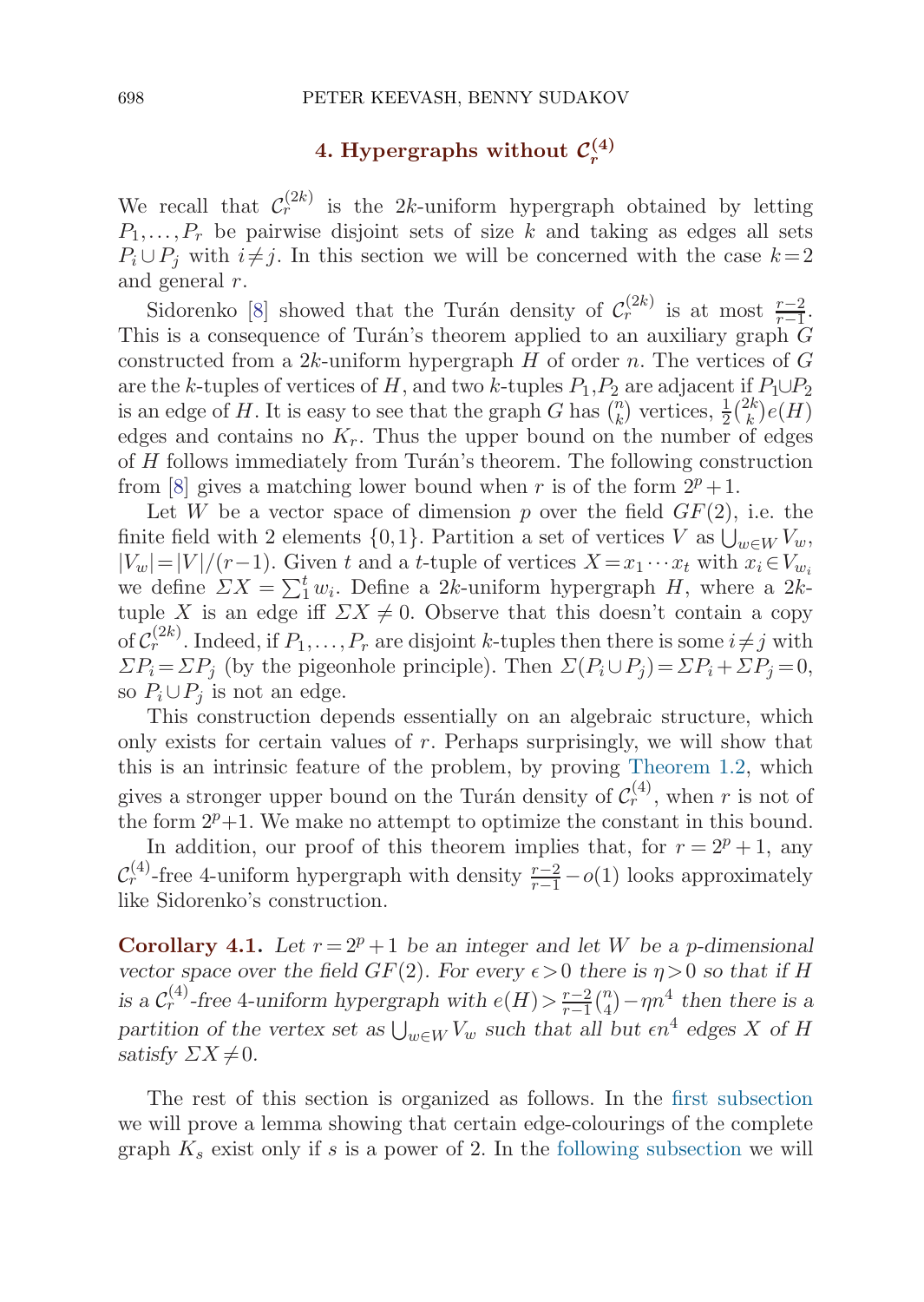## 4. Hypergraphs without $\mathcal{C}_r^{(4)}$

We recall that $\mathcal{C}_r^{(2k)}$ is the $2k$-uniform hypergraph obtained by letting $P_1,\dots,P_r$ be pairwise disjoint sets of size $k$ and taking as edges all sets $P_i \cup P_j$ with $i \neq j$. In this section we will be concerned with the case $k=2$ and general $r$.

Sidorenko [8] showed that the Turán density of $\mathcal{C}_r^{(2k)}$ is at most $\frac{r-2}{r-1}$. This is a consequence of Turán's theorem applied to an auxiliary graph $G$ constructed from a $2k$-uniform hypergraph $H$ of order $n$. The vertices of $G$ are the $k$-tuples of vertices of $H$, and two $k$-tuples $P_1,P_2$ are adjacent if $P_1 \cup P_2$ is an edge of $H$. It is easy to see that the graph $G$ has $\binom{n}{k}$ vertices, $\frac{1}{2}\binom{2k}{k}e(H)$ edges and contains no $K_r$. Thus the upper bound on the number of edges of $H$ follows immediately from Turán's theorem. The following construction from [8] gives a matching lower bound when $r$ is of the form $2^p+1$.

Let $W$ be a vector space of dimension $p$ over the field $GF(2)$, i.e. the finite field with 2 elements $\{0,1\}$. Partition a set of vertices $V$ as $\bigcup_{w\in W} V_w$, $|V_w| = |V|/(r-1)$. Given $t$ and a $t$-tuple of vertices $X = x_1 \cdots x_t$ with $x_i \in V_{w_i}$ we define $\Sigma X = \sum_1^t w_i$. Define a $2k$-uniform hypergraph $H$, where a $2k$-tuple $X$ is an edge iff $\Sigma X \neq 0$. Observe that this doesn't contain a copy of $\mathcal{C}_r^{(2k)}$. Indeed, if $P_1,\dots,P_r$ are disjoint $k$-tuples then there is some $i \neq j$ with $\Sigma P_i = \Sigma P_j$ (by the pigeonhole principle). Then $\Sigma(P_i \cup P_j) = \Sigma P_i + \Sigma P_j = 0$, so $P_i \cup P_j$ is not an edge.

This construction depends essentially on an algebraic structure, which only exists for certain values of $r$. Perhaps surprisingly, we will show that this is an intrinsic feature of the problem, by proving Theorem 1.2, which gives a stronger upper bound on the Turán density of $\mathcal{C}_r^{(4)}$, when $r$ is not of the form $2^p+1$. We make no attempt to optimize the constant in this bound.

In addition, our proof of this theorem implies that, for $r = 2^p+1$, any $\mathcal{C}_r^{(4)}$-free 4-uniform hypergraph with density $\frac{r-2}{r-1} - o(1)$ looks approximately like Sidorenko's construction.

**Corollary 4.1.** *Let $r = 2^p+1$ be an integer and let $W$ be a $p$-dimensional vector space over the field $GF(2)$. For every $\epsilon > 0$ there is $\eta > 0$ so that if $H$ is a $\mathcal{C}_r^{(4)}$-free 4-uniform hypergraph with $e(H) > \frac{r-2}{r-1}\binom{n}{4} - \eta n^4$ then there is a partition of the vertex set as $\bigcup_{w\in W} V_w$ such that all but $\epsilon n^4$ edges $X$ of $H$ satisfy $\Sigma X \neq 0$.*

The rest of this section is organized as follows. In the first subsection we will prove a lemma showing that certain edge-colourings of the complete graph $K_s$ exist only if $s$ is a power of 2. In the following subsection we will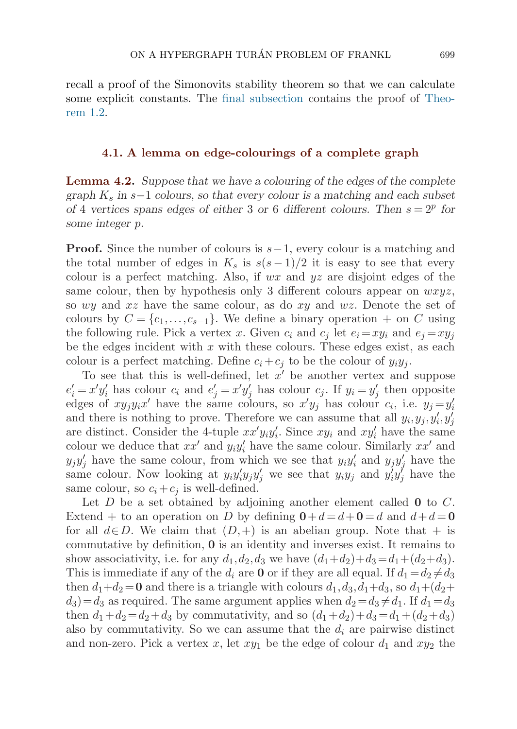recall a proof of the Simonovits stability theorem so that we can calculate some explicit constants. The final subsection contains the proof of Theorem 1.2.

### 4.1. A lemma on edge-colourings of a complete graph

**Lemma 4.2.** *Suppose that we have a colouring of the edges of the complete graph $K_s$ in $s-1$ colours, so that every colour is a matching and each subset of 4 vertices spans edges of either 3 or 6 different colours. Then $s=2^p$ for some integer $p$.*

**Proof.** Since the number of colours is $s-1$, every colour is a matching and the total number of edges in $K_s$ is $s(s-1)/2$ it is easy to see that every colour is a perfect matching. Also, if $wx$ and $yz$ are disjoint edges of the same colour, then by hypothesis only 3 different colours appear on $wxyz$, so $wy$ and $xz$ have the same colour, as do $xy$ and $wz$. Denote the set of colours by $C=\{c_1,\dots,c_{s-1}\}$. We define a binary operation $+$ on $C$ using the following rule. Pick a vertex $x$. Given $c_i$ and $c_j$ let $e_i=xy_i$ and $e_j=xy_j$ be the edges incident with $x$ with these colours. These edges exist, as each colour is a perfect matching. Define $c_i+c_j$ to be the colour of $y_iy_j$.

To see that this is well-defined, let $x'$ be another vertex and suppose $e'_i=x'y'_i$ has colour $c_i$ and $e'_j=x'y'_j$ has colour $c_j$. If $y_i=y'_j$ then opposite edges of $xy_jy_ix'$ have the same colours, so $x'y_j$ has colour $c_i$, i.e. $y_j=y'_i$ and there is nothing to prove. Therefore we can assume that all $y_i,y_j,y'_i,y'_j$ are distinct. Consider the 4-tuple $xx'y_iy'_i$. Since $xy_i$ and $xy'_i$ have the same colour we deduce that $xx'$ and $y_iy'_i$ have the same colour. Similarly $xx'$ and $y_jy'_j$ have the same colour, from which we see that $y_iy'_i$ and $y_jy'_j$ have the same colour. Now looking at $y_iy'_iy_jy'_j$ we see that $y_iy_j$ and $y'_iy'_j$ have the same colour, so $c_i+c_j$ is well-defined.

Let $D$ be a set obtained by adjoining another element called $\mathbf{0}$ to $C$. Extend $+$ to an operation on $D$ by defining $\mathbf{0}+d=d+\mathbf{0}=d$ and $d+d=\mathbf{0}$ for all $d\in D$. We claim that $(D,+)$ is an abelian group. Note that $+$ is commutative by definition, $\mathbf{0}$ is an identity and inverses exist. It remains to show associativity, i.e. for any $d_1,d_2,d_3$ we have $(d_1+d_2)+d_3=d_1+(d_2+d_3)$. This is immediate if any of the $d_i$ are $\mathbf{0}$ or if they are all equal. If $d_1=d_2\neq d_3$ then $d_1+d_2=\mathbf{0}$ and there is a triangle with colours $d_1,d_3,d_1+d_3$, so $d_1+(d_2+d_3)=d_3$ as required. The same argument applies when $d_2=d_3\neq d_1$. If $d_1=d_3$ then $d_1+d_2=d_2+d_3$ by commutativity, and so $(d_1+d_2)+d_3=d_1+(d_2+d_3)$ also by commutativity. So we can assume that the $d_i$ are pairwise distinct and non-zero. Pick a vertex $x$, let $xy_1$ be the edge of colour $d_1$ and $xy_2$ the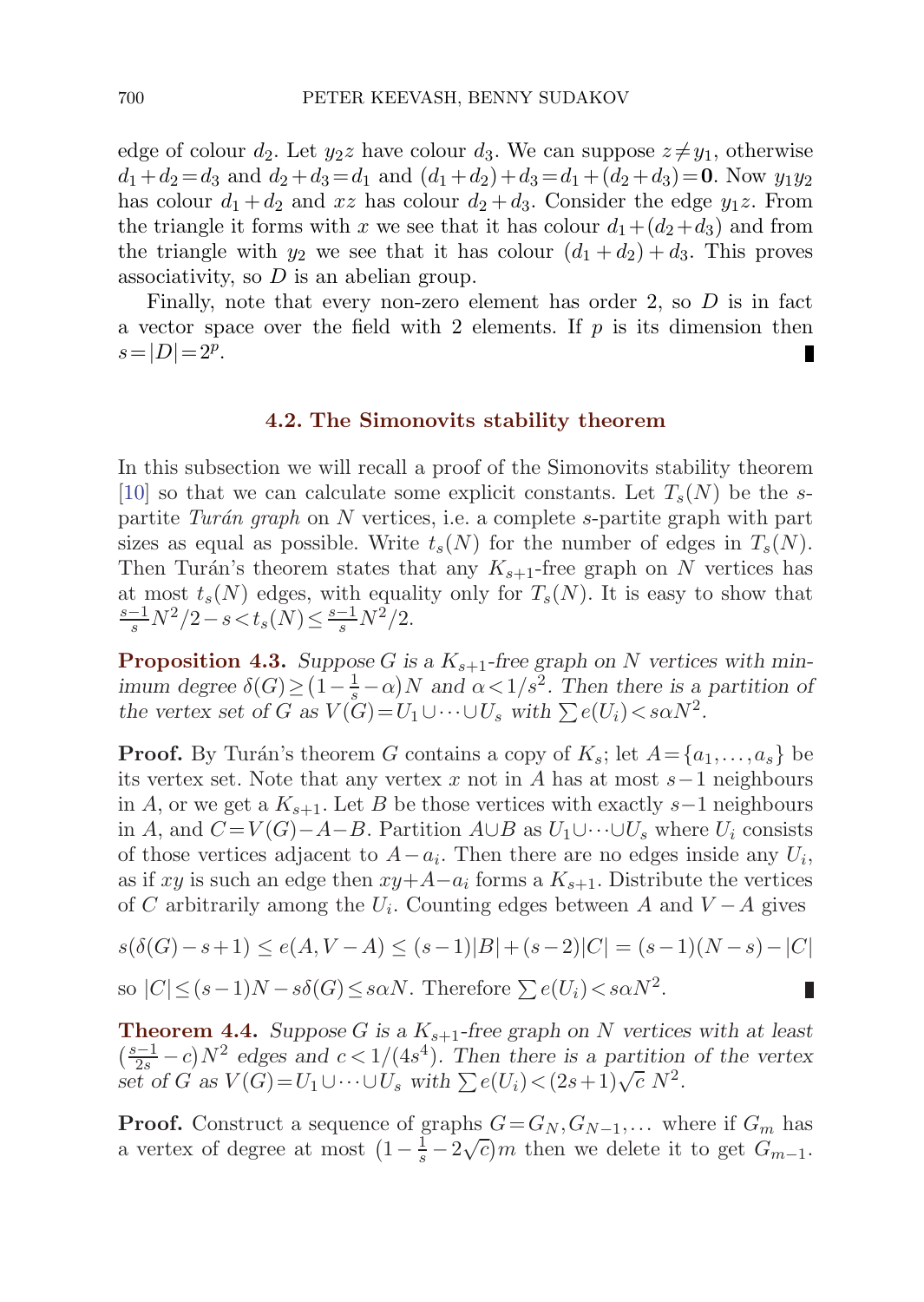edge of colour $d_2$. Let $y_2z$ have colour $d_3$. We can suppose $z \neq y_1$, otherwise $d_1+d_2=d_3$ and $d_2+d_3=d_1$ and $(d_1+d_2)+d_3=d_1+(d_2+d_3)=\mathbf{0}$. Now $y_1y_2$ has colour $d_1+d_2$ and $xz$ has colour $d_2+d_3$. Consider the edge $y_1z$. From the triangle it forms with $x$ we see that it has colour $d_1+(d_2+d_3)$ and from the triangle with $y_2$ we see that it has colour $(d_1+d_2)+d_3$. This proves associativity, so $D$ is an abelian group.

Finally, note that every non-zero element has order 2, so $D$ is in fact a vector space over the field with 2 elements. If $p$ is its dimension then $s=|D|=2^p$. ∎

### 4.2. The Simonovits stability theorem

In this subsection we will recall a proof of the Simonovits stability theorem [10] so that we can calculate some explicit constants. Let $T_s(N)$ be the $s$-partite *Turán graph* on $N$ vertices, i.e. a complete $s$-partite graph with part sizes as equal as possible. Write $t_s(N)$ for the number of edges in $T_s(N)$. Then Turán's theorem states that any $K_{s+1}$-free graph on $N$ vertices has at most $t_s(N)$ edges, with equality only for $T_s(N)$. It is easy to show that $\frac{s-1}{s}N^2/2-s<t_s(N)\le \frac{s-1}{s}N^2/2$.

**Proposition 4.3.** *Suppose $G$ is a $K_{s+1}$-free graph on $N$ vertices with minimum degree $\delta(G)\ge (1-\frac{1}{s}-\alpha)N$ and $\alpha<1/s^2$. Then there is a partition of the vertex set of $G$ as $V(G)=U_1\cup\cdots\cup U_s$ with $\sum e(U_i)<s\alpha N^2$.*

**Proof.** By Turán's theorem $G$ contains a copy of $K_s$; let $A=\{a_1,\dots,a_s\}$ be its vertex set. Note that any vertex $x$ not in $A$ has at most $s-1$ neighbours in $A$, or we get a $K_{s+1}$. Let $B$ be those vertices with exactly $s-1$ neighbours in $A$, and $C=V(G)-A-B$. Partition $A\cup B$ as $U_1\cup\cdots\cup U_s$ where $U_i$ consists of those vertices adjacent to $A-a_i$. Then there are no edges inside any $U_i$, as if $xy$ is such an edge then $xy+A-a_i$ forms a $K_{s+1}$. Distribute the vertices of $C$ arbitrarily among the $U_i$. Counting edges between $A$ and $V-A$ gives

$$s(\delta(G)-s+1)\le e(A,V-A)\le (s-1)|B|+(s-2)|C| = (s-1)(N-s)-|C|$$

so $|C|\le (s-1)N-s\delta(G)\le s\alpha N$. Therefore $\sum e(U_i)<s\alpha N^2$. ∎

**Theorem 4.4.** *Suppose $G$ is a $K_{s+1}$-free graph on $N$ vertices with at least $\left(\frac{s-1}{2s}-c\right)N^2$ edges and $c<1/(4s^4)$. Then there is a partition of the vertex set of $G$ as $V(G)=U_1\cup\cdots\cup U_s$ with $\sum e(U_i)<(2s+1)\sqrt{c}\,N^2$.*

**Proof.** Construct a sequence of graphs $G=G_N, G_{N-1},\dots$ where if $G_m$ has a vertex of degree at most $(1-\frac{1}{s}-2\sqrt{c})m$ then we delete it to get $G_{m-1}$.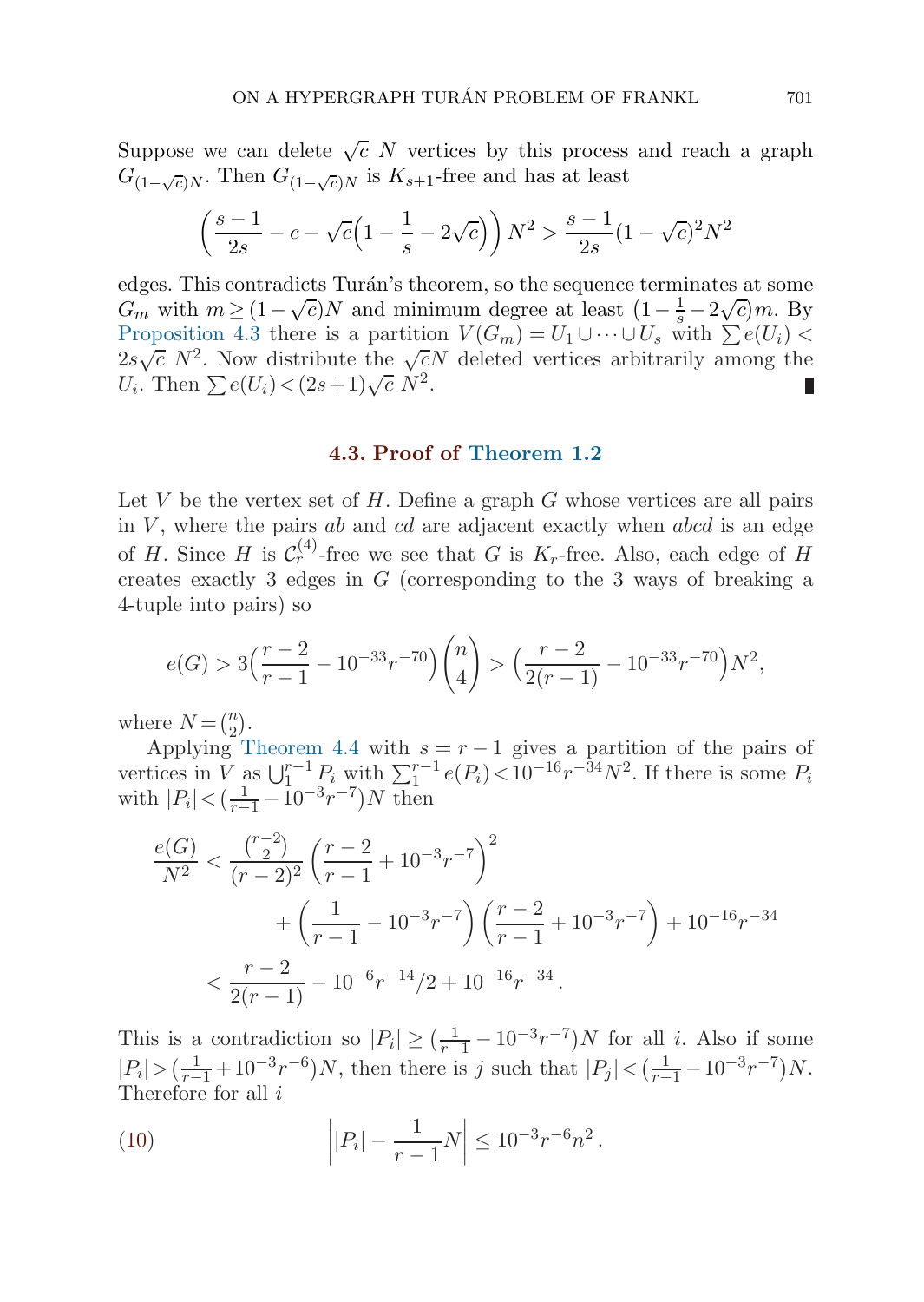Suppose we can delete $\sqrt{c}\ N$ vertices by this process and reach a graph $G_{(1-\sqrt{c})N}$. Then $G_{(1-\sqrt{c})N}$ is $K_{s+1}$-free and has at least

$$\left(\frac{s-1}{2s} - c - \sqrt{c}\Big(1 - \frac{1}{s} - 2\sqrt{c}\Big)\right) N^2 > \frac{s-1}{2s}(1-\sqrt{c})^2 N^2$$

edges. This contradicts Turán's theorem, so the sequence terminates at some $G_m$ with $m \geq (1-\sqrt{c})N$ and minimum degree at least $(1 - \frac{1}{s} - 2\sqrt{c})m$. By Proposition 4.3 there is a partition $V(G_m) = U_1 \cup \cdots \cup U_s$ with $\sum e(U_i) < 2s\sqrt{c}\ N^2$. Now distribute the $\sqrt{c}N$ deleted vertices arbitrarily among the $U_i$. Then $\sum e(U_i) < (2s+1)\sqrt{c}\ N^2$. ∎

### 4.3. Proof of Theorem 1.2

Let $V$ be the vertex set of $H$. Define a graph $G$ whose vertices are all pairs in $V$, where the pairs $ab$ and $cd$ are adjacent exactly when $abcd$ is an edge of $H$. Since $H$ is $\mathcal{C}_r^{(4)}$-free we see that $G$ is $K_r$-free. Also, each edge of $H$ creates exactly 3 edges in $G$ (corresponding to the 3 ways of breaking a 4-tuple into pairs) so

$$e(G) > 3\Big(\frac{r-2}{r-1} - 10^{-33}r^{-70}\Big)\binom{n}{4} > \Big(\frac{r-2}{2(r-1)} - 10^{-33}r^{-70}\Big)N^2,$$

where $N = \binom{n}{2}$.

Applying Theorem 4.4 with $s = r-1$ gives a partition of the pairs of vertices in $V$ as $\bigcup_1^{r-1} P_i$ with $\sum_1^{r-1} e(P_i) < 10^{-16}r^{-34}N^2$. If there is some $P_i$ with $|P_i| < (\frac{1}{r-1} - 10^{-3}r^{-7})N$ then

$$\begin{aligned}
\frac{e(G)}{N^2} &< \frac{\binom{r-2}{2}}{(r-2)^2}\left(\frac{r-2}{r-1} + 10^{-3}r^{-7}\right)^2 \\
&\qquad + \left(\frac{1}{r-1} - 10^{-3}r^{-7}\right)\left(\frac{r-2}{r-1} + 10^{-3}r^{-7}\right) + 10^{-16}r^{-34} \\
&< \frac{r-2}{2(r-1)} - 10^{-6}r^{-14}/2 + 10^{-16}r^{-34}.
\end{aligned}$$

This is a contradiction so $|P_i| \geq (\frac{1}{r-1} - 10^{-3}r^{-7})N$ for all $i$. Also if some $|P_i| > (\frac{1}{r-1} + 10^{-3}r^{-6})N$, then there is $j$ such that $|P_j| < (\frac{1}{r-1} - 10^{-3}r^{-7})N$. Therefore for all $i$

$$\left||P_i| - \frac{1}{r-1}N\right| \leq 10^{-3}r^{-6}n^2. \tag{10}$$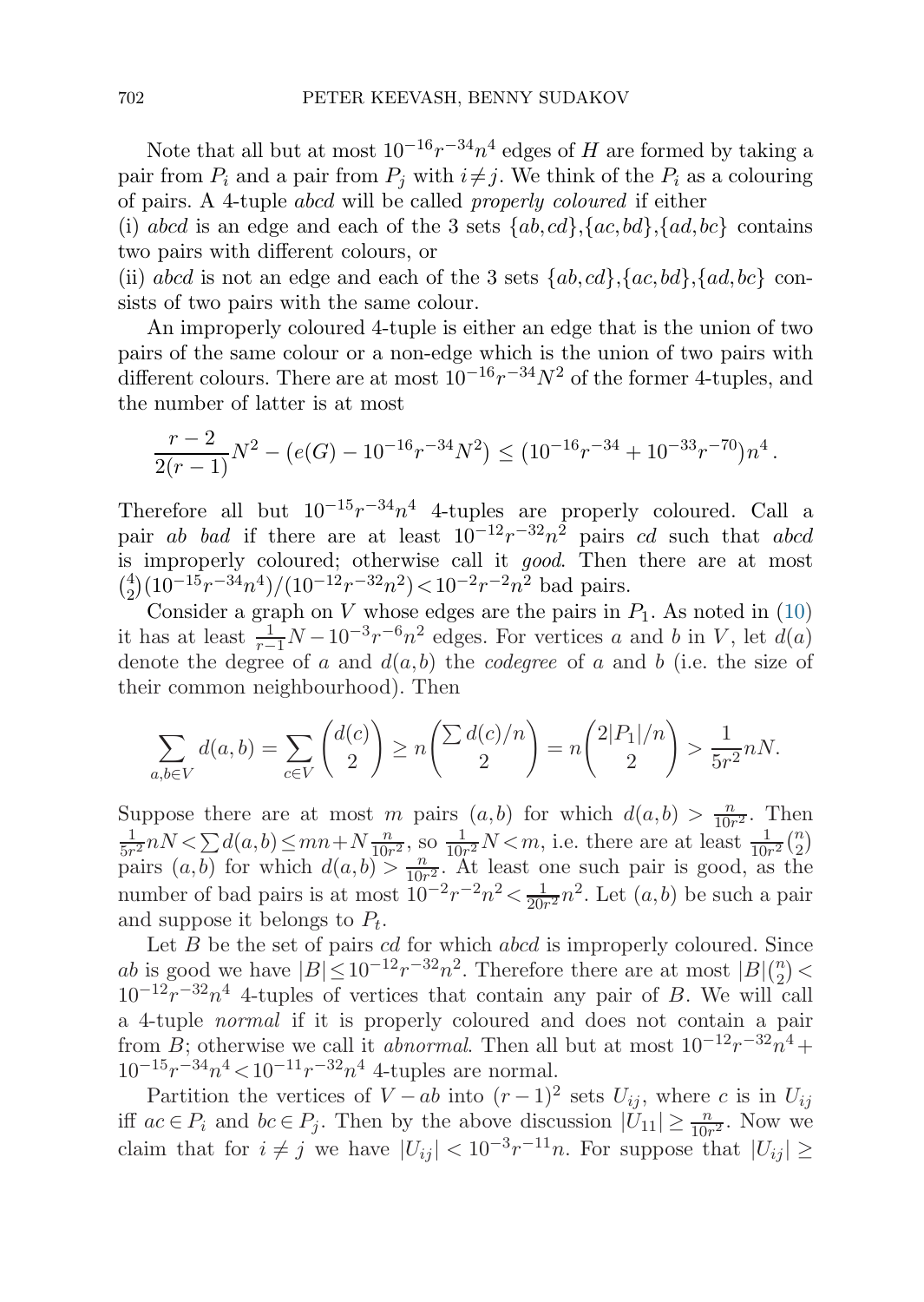Note that all but at most $10^{-16}r^{-34}n^4$ edges of $H$ are formed by taking a pair from $P_i$ and a pair from $P_j$ with $i \neq j$. We think of the $P_i$ as a colouring of pairs. A 4-tuple $abcd$ will be called *properly coloured* if either

(i) $abcd$ is an edge and each of the 3 sets $\{ab,cd\},\{ac,bd\},\{ad,bc\}$ contains two pairs with different colours, or

(ii) $abcd$ is not an edge and each of the 3 sets $\{ab,cd\},\{ac,bd\},\{ad,bc\}$ consists of two pairs with the same colour.

An improperly coloured 4-tuple is either an edge that is the union of two pairs of the same colour or a non-edge which is the union of two pairs with different colours. There are at most $10^{-16}r^{-34}N^2$ of the former 4-tuples, and the number of latter is at most

$$\frac{r-2}{2(r-1)}N^2 - \left(e(G) - 10^{-16}r^{-34}N^2\right) \leq (10^{-16}r^{-34} + 10^{-33}r^{-70})n^4\,.$$

Therefore all but $10^{-15}r^{-34}n^4$ 4-tuples are properly coloured. Call a pair $ab$ *bad* if there are at least $10^{-12}r^{-32}n^2$ pairs $cd$ such that $abcd$ is improperly coloured; otherwise call it *good*. Then there are at most $\binom{4}{2}(10^{-15}r^{-34}n^4)/(10^{-12}r^{-32}n^2) < 10^{-2}r^{-2}n^2$ bad pairs.

Consider a graph on $V$ whose edges are the pairs in $P_1$. As noted in (10) it has at least $\frac{1}{r-1}N - 10^{-3}r^{-6}n^2$ edges. For vertices $a$ and $b$ in $V$, let $d(a)$ denote the degree of $a$ and $d(a,b)$ the *codegree* of $a$ and $b$ (i.e. the size of their common neighbourhood). Then

$$\sum_{a,b\in V} d(a,b) = \sum_{c\in V}\binom{d(c)}{2} \geq n\binom{\sum d(c)/n}{2} = n\binom{2|P_1|/n}{2} > \frac{1}{5r^2}nN.$$

Suppose there are at most $m$ pairs $(a,b)$ for which $d(a,b) > \frac{n}{10r^2}$. Then $\frac{1}{5r^2}nN < \sum d(a,b) \leq mn + N\frac{n}{10r^2}$, so $\frac{1}{10r^2}N < m$, i.e. there are at least $\frac{1}{10r^2}\binom{n}{2}$ pairs $(a,b)$ for which $d(a,b) > \frac{n}{10r^2}$. At least one such pair is good, as the number of bad pairs is at most $10^{-2}r^{-2}n^2 < \frac{1}{20r^2}n^2$. Let $(a,b)$ be such a pair and suppose it belongs to $P_t$.

Let $B$ be the set of pairs $cd$ for which $abcd$ is improperly coloured. Since $ab$ is good we have $|B| \leq 10^{-12}r^{-32}n^2$. Therefore there are at most $|B|\binom{n}{2} < 10^{-12}r^{-32}n^4$ 4-tuples of vertices that contain any pair of $B$. We will call a 4-tuple *normal* if it is properly coloured and does not contain a pair from $B$; otherwise we call it *abnormal*. Then all but at most $10^{-12}r^{-32}n^4 + 10^{-15}r^{-34}n^4 < 10^{-11}r^{-32}n^4$ 4-tuples are normal.

Partition the vertices of $V - ab$ into $(r-1)^2$ sets $U_{ij}$, where $c$ is in $U_{ij}$ iff $ac \in P_i$ and $bc \in P_j$. Then by the above discussion $|U_{11}| \geq \frac{n}{10r^2}$. Now we claim that for $i \neq j$ we have $|U_{ij}| < 10^{-3}r^{-11}n$. For suppose that $|U_{ij}| \geq$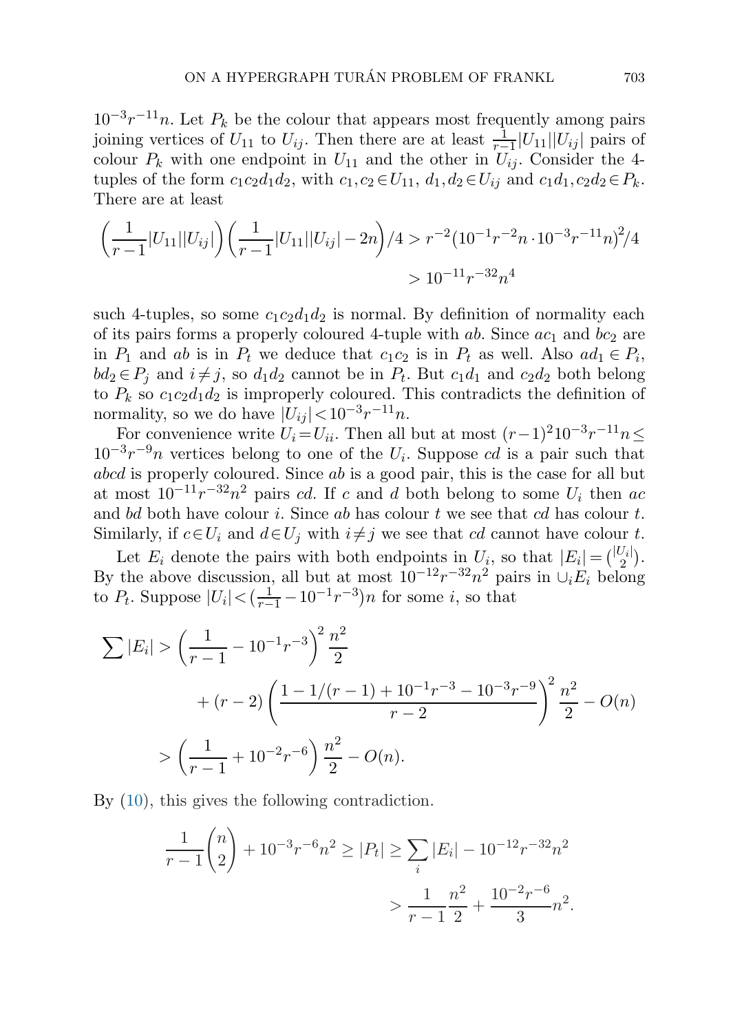$10^{-3}r^{-11}n$. Let $P_k$ be the colour that appears most frequently among pairs joining vertices of $U_{11}$ to $U_{ij}$. Then there are at least $\frac{1}{r-1}|U_{11}||U_{ij}|$ pairs of colour $P_k$ with one endpoint in $U_{11}$ and the other in $U_{ij}$. Consider the 4-tuples of the form $c_1c_2d_1d_2$, with $c_1,c_2\in U_{11}$, $d_1,d_2\in U_{ij}$ and $c_1d_1,c_2d_2\in P_k$. There are at least

$$\left(\frac{1}{r-1}|U_{11}||U_{ij}|\right)\left(\frac{1}{r-1}|U_{11}||U_{ij}|-2n\right)/4 > r^{-2}\left(10^{-1}r^{-2}n\cdot 10^{-3}r^{-11}n\right)^2/4 > 10^{-11}r^{-32}n^4$$

such 4-tuples, so some $c_1c_2d_1d_2$ is normal. By definition of normality each of its pairs forms a properly coloured 4-tuple with $ab$. Since $ac_1$ and $bc_2$ are in $P_1$ and $ab$ is in $P_t$ we deduce that $c_1c_2$ is in $P_t$ as well. Also $ad_1\in P_i$, $bd_2\in P_j$ and $i\neq j$, so $d_1d_2$ cannot be in $P_t$. But $c_1d_1$ and $c_2d_2$ both belong to $P_k$ so $c_1c_2d_1d_2$ is improperly coloured. This contradicts the definition of normality, so we do have $|U_{ij}|<10^{-3}r^{-11}n$.

For convenience write $U_i=U_{ii}$. Then all but at most $(r-1)^2 10^{-3}r^{-11}n\le 10^{-3}r^{-9}n$ vertices belong to one of the $U_i$. Suppose $cd$ is a pair such that $abcd$ is properly coloured. Since $ab$ is a good pair, this is the case for all but at most $10^{-11}r^{-32}n^2$ pairs $cd$. If $c$ and $d$ both belong to some $U_i$ then $ac$ and $bd$ both have colour $i$. Since $ab$ has colour $t$ we see that $cd$ has colour $t$. Similarly, if $c\in U_i$ and $d\in U_j$ with $i\neq j$ we see that $cd$ cannot have colour $t$.

Let $E_i$ denote the pairs with both endpoints in $U_i$, so that $|E_i|=\binom{|U_i|}{2}$. By the above discussion, all but at most $10^{-12}r^{-32}n^2$ pairs in $\cup_i E_i$ belong to $P_t$. Suppose $|U_i|<(\frac{1}{r-1}-10^{-1}r^{-3})n$ for some $i$, so that

$$\begin{aligned}\sum|E_i| &> \left(\frac{1}{r-1}-10^{-1}r^{-3}\right)^2\frac{n^2}{2}\\ &\qquad+(r-2)\left(\frac{1-1/(r-1)+10^{-1}r^{-3}-10^{-3}r^{-9}}{r-2}\right)^2\frac{n^2}{2}-O(n)\\ &> \left(\frac{1}{r-1}+10^{-2}r^{-6}\right)\frac{n^2}{2}-O(n).\end{aligned}$$

By (10), this gives the following contradiction.

$$\frac{1}{r-1}\binom{n}{2}+10^{-3}r^{-6}n^2\ge |P_t|\ge \sum_i|E_i|-10^{-12}r^{-32}n^2 > \frac{1}{r-1}\frac{n^2}{2}+\frac{10^{-2}r^{-6}}{3}n^2.$$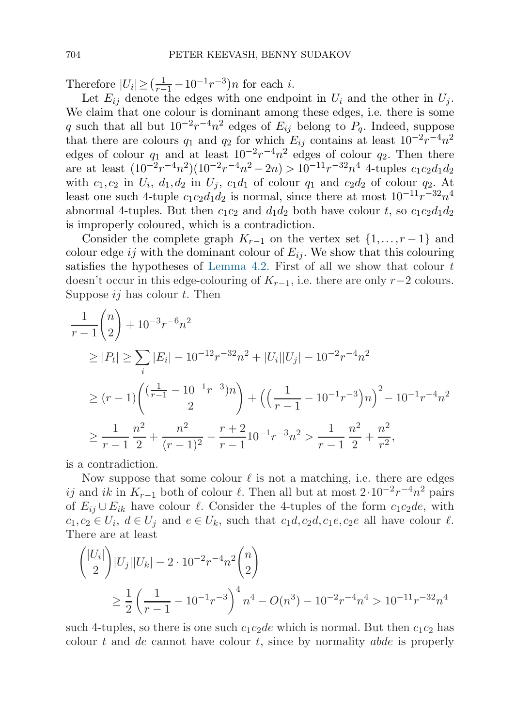Therefore $|U_i| \geq \left(\frac{1}{r-1} - 10^{-1}r^{-3}\right)n$ for each $i$.

Let $E_{ij}$ denote the edges with one endpoint in $U_i$ and the other in $U_j$. We claim that one colour is dominant among these edges, i.e. there is some $q$ such that all but $10^{-2}r^{-4}n^2$ edges of $E_{ij}$ belong to $P_q$. Indeed, suppose that there are colours $q_1$ and $q_2$ for which $E_{ij}$ contains at least $10^{-2}r^{-4}n^2$ edges of colour $q_1$ and at least $10^{-2}r^{-4}n^2$ edges of colour $q_2$. Then there are at least $(10^{-2}r^{-4}n^2)(10^{-2}r^{-4}n^2 - 2n) > 10^{-11}r^{-32}n^4$ 4-tuples $c_1c_2d_1d_2$ with $c_1, c_2$ in $U_i$, $d_1, d_2$ in $U_j$, $c_1d_1$ of colour $q_1$ and $c_2d_2$ of colour $q_2$. At least one such 4-tuple $c_1c_2d_1d_2$ is normal, since there at most $10^{-11}r^{-32}n^4$ abnormal 4-tuples. But then $c_1c_2$ and $d_1d_2$ both have colour $t$, so $c_1c_2d_1d_2$ is improperly coloured, which is a contradiction.

Consider the complete graph $K_{r-1}$ on the vertex set $\{1, \ldots, r-1\}$ and colour edge $ij$ with the dominant colour of $E_{ij}$. We show that this colouring satisfies the hypotheses of Lemma 4.2. First of all we show that colour $t$ doesn't occur in this edge-colouring of $K_{r-1}$, i.e. there are only $r-2$ colours. Suppose $ij$ has colour $t$. Then

$$
\begin{aligned}
&\frac{1}{r-1}\binom{n}{2} + 10^{-3}r^{-6}n^2 \\
&\quad \geq |P_t| \geq \sum_i |E_i| - 10^{-12}r^{-32}n^2 + |U_i||U_j| - 10^{-2}r^{-4}n^2 \\
&\quad \geq (r-1)\binom{(\frac{1}{r-1} - 10^{-1}r^{-3})n}{2} + \left(\left(\frac{1}{r-1} - 10^{-1}r^{-3}\right)n\right)^2 - 10^{-1}r^{-4}n^2 \\
&\quad \geq \frac{1}{r-1}\,\frac{n^2}{2} + \frac{n^2}{(r-1)^2} - \frac{r+2}{r-1}10^{-1}r^{-3}n^2 > \frac{1}{r-1}\,\frac{n^2}{2} + \frac{n^2}{r^2},
\end{aligned}
$$

is a contradiction.

Now suppose that some colour $\ell$ is not a matching, i.e. there are edges $ij$ and $ik$ in $K_{r-1}$ both of colour $\ell$. Then all but at most $2 \cdot 10^{-2}r^{-4}n^2$ pairs of $E_{ij} \cup E_{ik}$ have colour $\ell$. Consider the 4-tuples of the form $c_1c_2de$, with $c_1, c_2 \in U_i$, $d \in U_j$ and $e \in U_k$, such that $c_1d, c_2d, c_1e, c_2e$ all have colour $\ell$. There are at least

$$
\begin{aligned}
&\binom{|U_i|}{2}|U_j||U_k| - 2 \cdot 10^{-2}r^{-4}n^2\binom{n}{2} \\
&\qquad \geq \frac{1}{2}\left(\frac{1}{r-1} - 10^{-1}r^{-3}\right)^4 n^4 - O(n^3) - 10^{-2}r^{-4}n^4 > 10^{-11}r^{-32}n^4
\end{aligned}
$$

such 4-tuples, so there is one such $c_1c_2de$ which is normal. But then $c_1c_2$ has colour $t$ and $de$ cannot have colour $t$, since by normality $abde$ is properly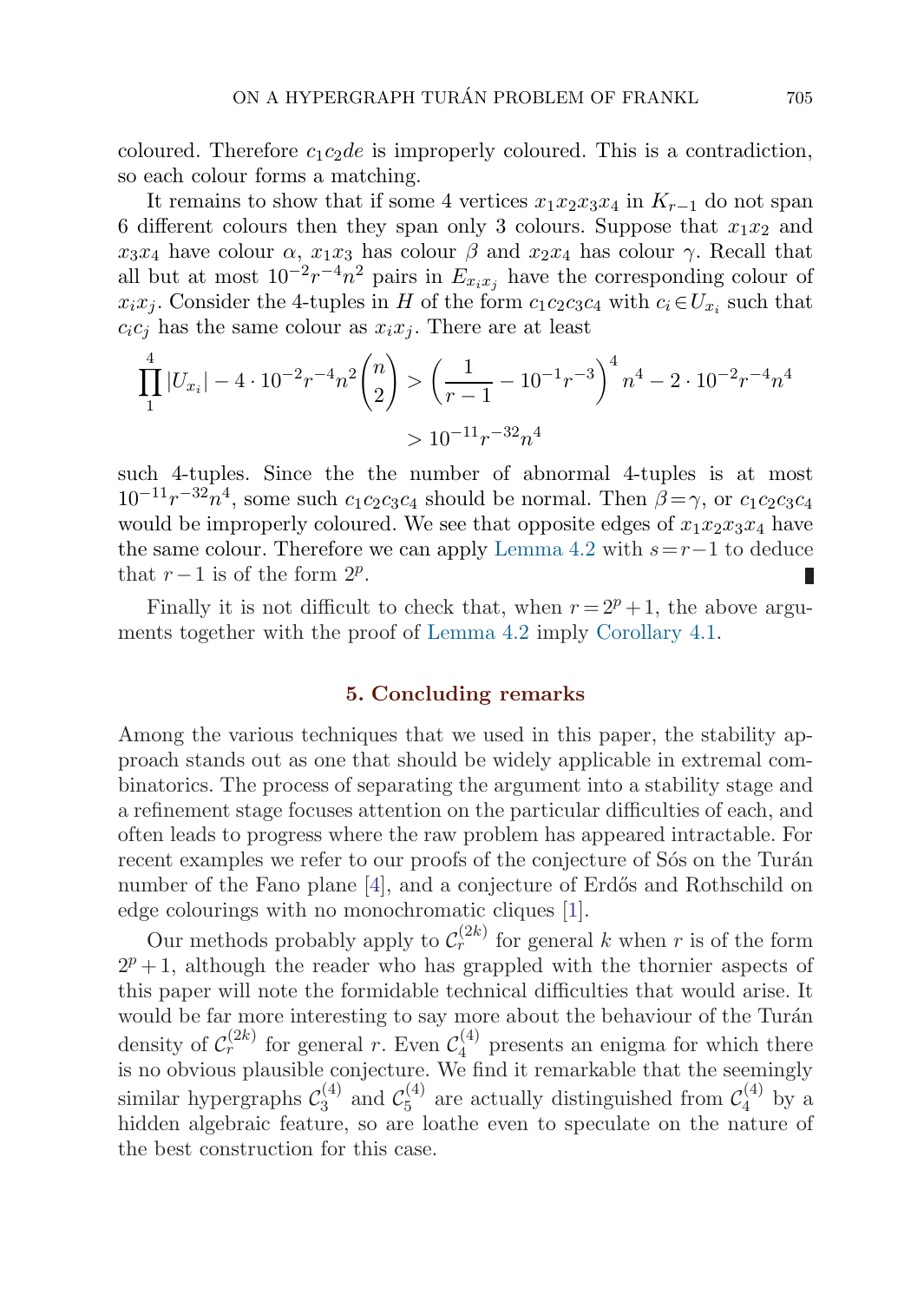coloured. Therefore $c_1c_2de$ is improperly coloured. This is a contradiction, so each colour forms a matching.

It remains to show that if some 4 vertices $x_1x_2x_3x_4$ in $K_{r-1}$ do not span 6 different colours then they span only 3 colours. Suppose that $x_1x_2$ and $x_3x_4$ have colour $\alpha$, $x_1x_3$ has colour $\beta$ and $x_2x_4$ has colour $\gamma$. Recall that all but at most $10^{-2}r^{-4}n^2$ pairs in $E_{x_ix_j}$ have the corresponding colour of $x_ix_j$. Consider the 4-tuples in $H$ of the form $c_1c_2c_3c_4$ with $c_i \in U_{x_i}$ such that $c_ic_j$ has the same colour as $x_ix_j$. There are at least

$$\prod_1^4 |U_{x_i}| - 4\cdot 10^{-2}r^{-4}n^2\binom{n}{2} > \left(\frac{1}{r-1} - 10^{-1}r^{-3}\right)^4 n^4 - 2\cdot 10^{-2}r^{-4}n^4$$
$$> 10^{-11}r^{-32}n^4$$

such 4-tuples. Since the the number of abnormal 4-tuples is at most $10^{-11}r^{-32}n^4$, some such $c_1c_2c_3c_4$ should be normal. Then $\beta = \gamma$, or $c_1c_2c_3c_4$ would be improperly coloured. We see that opposite edges of $x_1x_2x_3x_4$ have the same colour. Therefore we can apply Lemma 4.2 with $s = r-1$ to deduce that $r-1$ is of the form $2^p$. ∎

Finally it is not difficult to check that, when $r = 2^p + 1$, the above arguments together with the proof of Lemma 4.2 imply Corollary 4.1.

## 5. Concluding remarks

Among the various techniques that we used in this paper, the stability approach stands out as one that should be widely applicable in extremal combinatorics. The process of separating the argument into a stability stage and a refinement stage focuses attention on the particular difficulties of each, and often leads to progress where the raw problem has appeared intractable. For recent examples we refer to our proofs of the conjecture of Sós on the Turán number of the Fano plane [4], and a conjecture of Erdős and Rothschild on edge colourings with no monochromatic cliques [1].

Our methods probably apply to $\mathcal{C}_r^{(2k)}$ for general $k$ when $r$ is of the form $2^p + 1$, although the reader who has grappled with the thornier aspects of this paper will note the formidable technical difficulties that would arise. It would be far more interesting to say more about the behaviour of the Turán density of $\mathcal{C}_r^{(2k)}$ for general $r$. Even $\mathcal{C}_4^{(4)}$ presents an enigma for which there is no obvious plausible conjecture. We find it remarkable that the seemingly similar hypergraphs $\mathcal{C}_3^{(4)}$ and $\mathcal{C}_5^{(4)}$ are actually distinguished from $\mathcal{C}_4^{(4)}$ by a hidden algebraic feature, so are loathe even to speculate on the nature of the best construction for this case.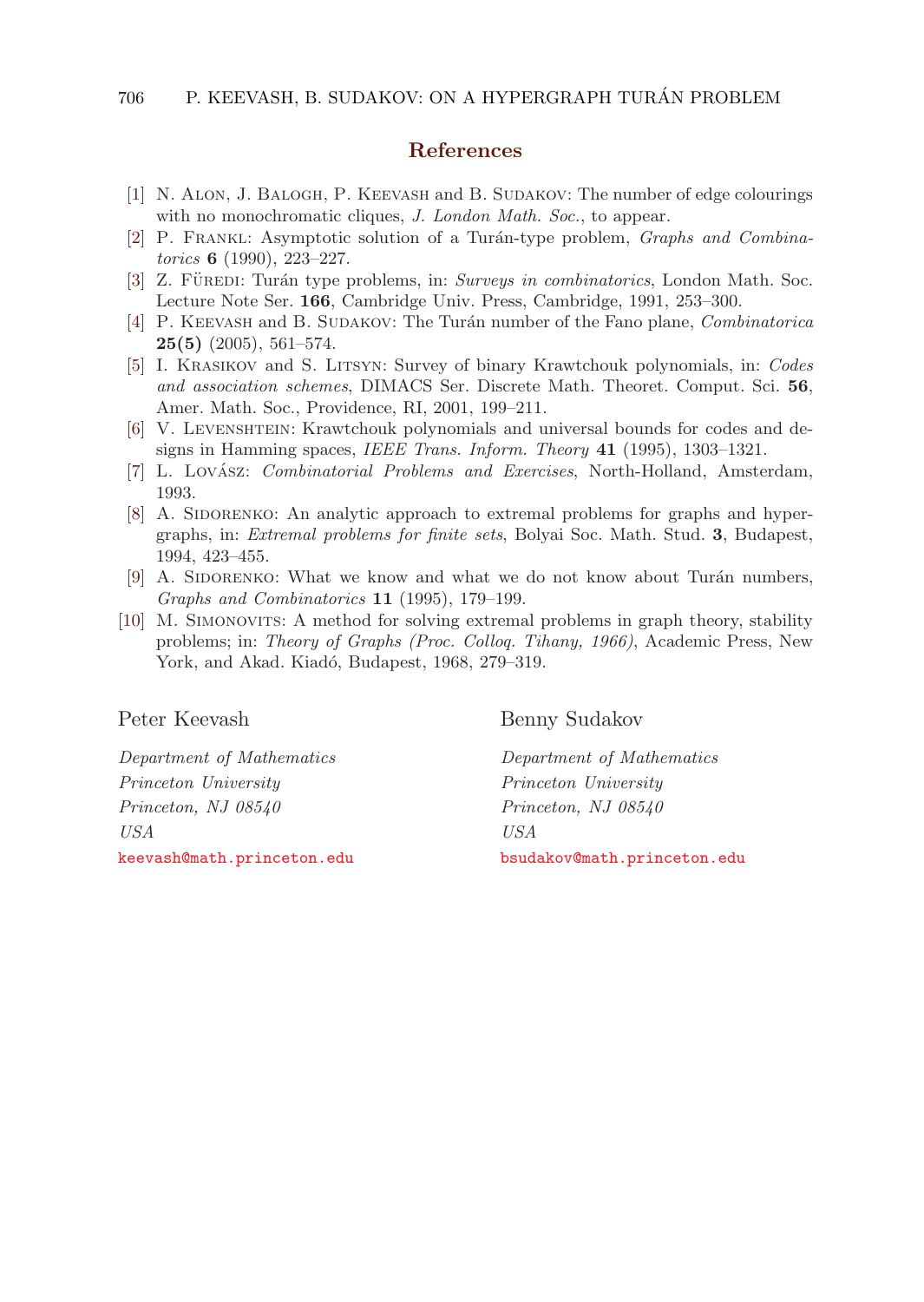## References

[1] N. Alon, J. Balogh, P. Keevash and B. Sudakov: The number of edge colourings with no monochromatic cliques, *J. London Math. Soc.*, to appear.

[2] P. Frankl: Asymptotic solution of a Turán-type problem, *Graphs and Combinatorics* **6** (1990), 223–227.

[3] Z. Füredi: Turán type problems, in: *Surveys in combinatorics*, London Math. Soc. Lecture Note Ser. **166**, Cambridge Univ. Press, Cambridge, 1991, 253–300.

[4] P. Keevash and B. Sudakov: The Turán number of the Fano plane, *Combinatorica* **25(5)** (2005), 561–574.

[5] I. Krasikov and S. Litsyn: Survey of binary Krawtchouk polynomials, in: *Codes and association schemes*, DIMACS Ser. Discrete Math. Theoret. Comput. Sci. **56**, Amer. Math. Soc., Providence, RI, 2001, 199–211.

[6] V. Levenshtein: Krawtchouk polynomials and universal bounds for codes and designs in Hamming spaces, *IEEE Trans. Inform. Theory* **41** (1995), 1303–1321.

[7] L. Lovász: *Combinatorial Problems and Exercises*, North-Holland, Amsterdam, 1993.

[8] A. Sidorenko: An analytic approach to extremal problems for graphs and hypergraphs, in: *Extremal problems for finite sets*, Bolyai Soc. Math. Stud. **3**, Budapest, 1994, 423–455.

[9] A. Sidorenko: What we know and what we do not know about Turán numbers, *Graphs and Combinatorics* **11** (1995), 179–199.

[10] M. Simonovits: A method for solving extremal problems in graph theory, stability problems; in: *Theory of Graphs (Proc. Colloq. Tihany, 1966)*, Academic Press, New York, and Akad. Kiadó, Budapest, 1968, 279–319.

Peter Keevash

*Department of Mathematics*
*Princeton University*
*Princeton, NJ 08540*
*USA*
keevash@math.princeton.edu

Benny Sudakov

*Department of Mathematics*
*Princeton University*
*Princeton, NJ 08540*
*USA*
bsudakov@math.princeton.edu